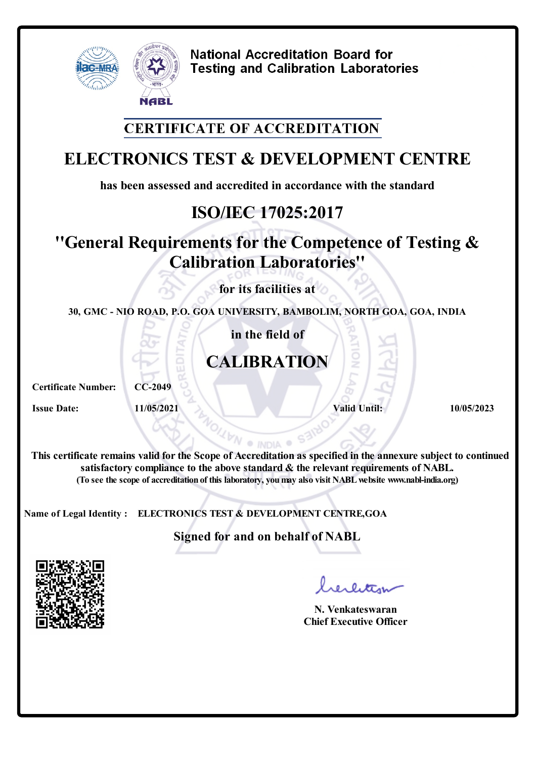National Accreditation Board for Testing and Calibration Laboratories

## CERTIFICATE OF ACCREDITATION

# ELECTRONICS TEST & DEVELOPMENT CENTRE

**has been assessed and accredited in accordance with the standard**

## ISO/IEC 17025:2017

## "General Requirements for the Competence of Testing & Calibration Laboratories"

**for its facilities at**

**30, GMC - NIO ROAD, P.O. GOA UNIVERSITY, BAMBOLIM, NORTH GOA, GOA, INDIA**

**in the field of**

## CALIBRATION

**Certificate Number:** CC-2049

**Issue Date:** 11/05/2021 **Valid Until:** 10/05/2023

**This certificate remains valid for the Scope of Accreditation as specified in the annexure subject to continued satisfactory compliance to the above standard & the relevant requirements of NABL.**
**(To see the scope of accreditation of this laboratory, you may also visit NABL website www.nabl-india.org)**

**Name of Legal Identity :** ELECTRONICS TEST & DEVELOPMENT CENTRE,GOA

**Signed for and on behalf of NABL**

**N. Venkateswaran**
**Chief Executive Officer**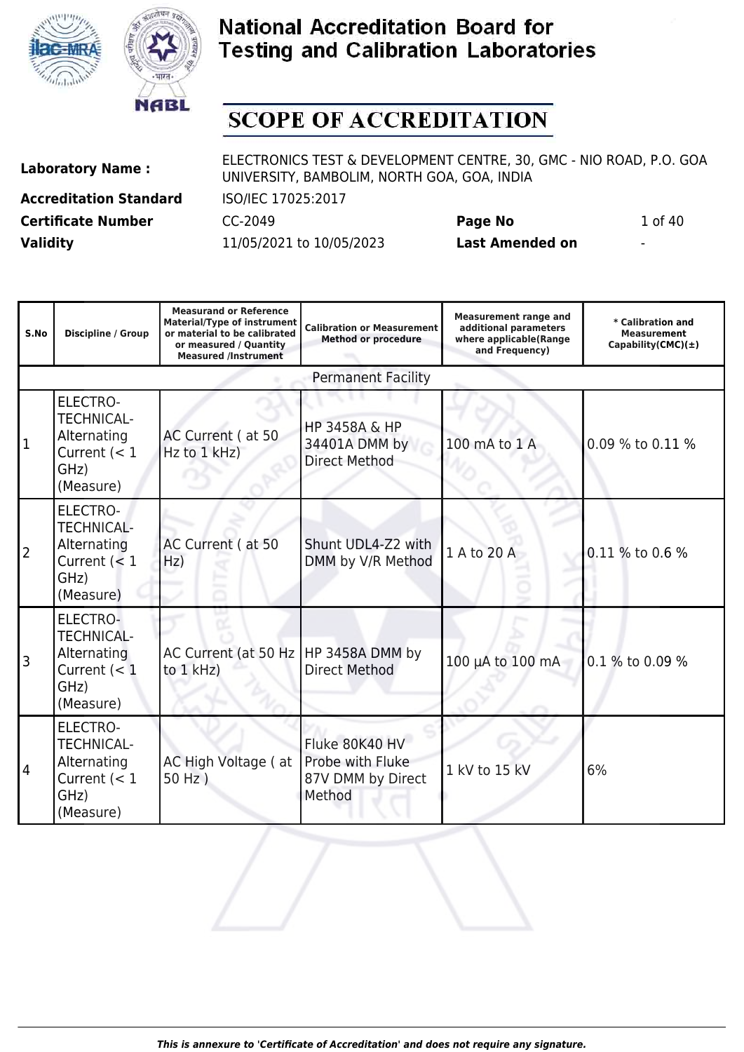# National Accreditation Board for Testing and Calibration Laboratories

## SCOPE OF ACCREDITATION

| | | | |
|---|---|---|---|
| **Laboratory Name :** | ELECTRONICS TEST & DEVELOPMENT CENTRE, 30, GMC - NIO ROAD, P.O. GOA UNIVERSITY, BAMBOLIM, NORTH GOA, GOA, INDIA | | |
| **Accreditation Standard** | ISO/IEC 17025:2017 | | |
| **Certificate Number** | CC-2049 | **Page No** | 1 of 40 |
| **Validity** | 11/05/2021 to 10/05/2023 | **Last Amended on** | - |

| S.No | Discipline / Group | Measurand or Reference Material/Type of instrument or material to be calibrated or measured / Quantity Measured /Instrument | Calibration or Measurement Method or procedure | Measurement range and additional parameters where applicable(Range and Frequency) | * Calibration and Measurement Capability(CMC)(±) |
|---|---|---|---|---|---|
| | | | Permanent Facility | | |
| 1 | ELECTRO-TECHNICAL-Alternating Current (< 1 GHz) (Measure) | AC Current ( at 50 Hz to 1 kHz) | HP 3458A & HP 34401A DMM by Direct Method | 100 mA to 1 A | 0.09 % to 0.11 % |
| 2 | ELECTRO-TECHNICAL-Alternating Current (< 1 GHz) (Measure) | AC Current ( at 50 Hz) | Shunt UDL4-Z2 with DMM by V/R Method | 1 A to 20 A | 0.11 % to 0.6 % |
| 3 | ELECTRO-TECHNICAL-Alternating Current (< 1 GHz) (Measure) | AC Current (at 50 Hz to 1 kHz) | HP 3458A DMM by Direct Method | 100 µA to 100 mA | 0.1 % to 0.09 % |
| 4 | ELECTRO-TECHNICAL-Alternating Current (< 1 GHz) (Measure) | AC High Voltage ( at 50 Hz ) | Fluke 80K40 HV Probe with Fluke 87V DMM by Direct Method | 1 kV to 15 kV | 6% |

*This is annexure to 'Certificate of Accreditation' and does not require any signature.*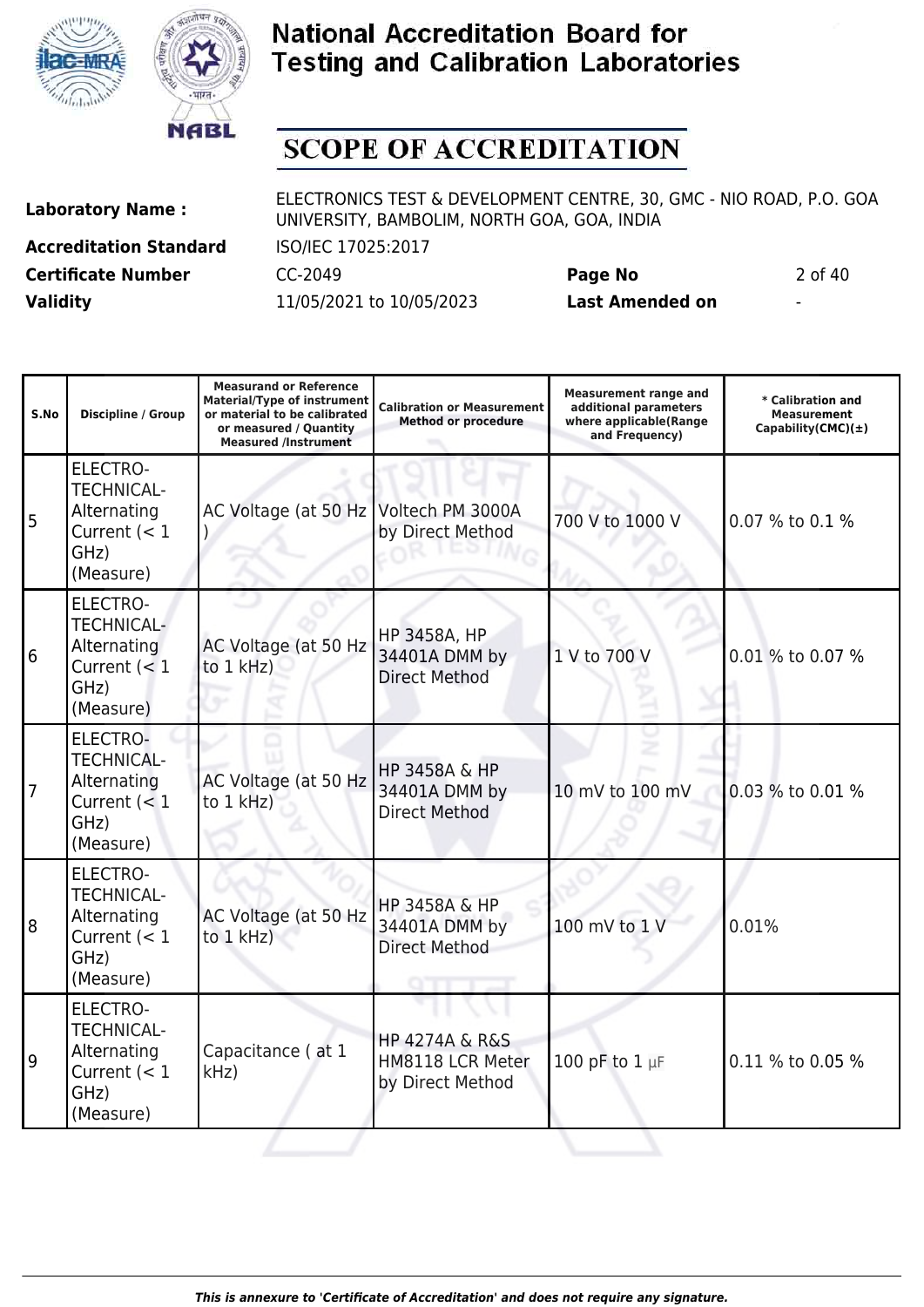# National Accreditation Board for Testing and Calibration Laboratories

## SCOPE OF ACCREDITATION

| | | | |
|---|---|---|---|
| **Laboratory Name :** | ELECTRONICS TEST & DEVELOPMENT CENTRE, 30, GMC - NIO ROAD, P.O. GOA UNIVERSITY, BAMBOLIM, NORTH GOA, GOA, INDIA | | |
| **Accreditation Standard** | ISO/IEC 17025:2017 | | |
| **Certificate Number** | CC-2049 | **Page No** | 2 of 40 |
| **Validity** | 11/05/2021 to 10/05/2023 | **Last Amended on** | - |

| S.No | Discipline / Group | Measurand or Reference Material/Type of instrument or material to be calibrated or measured / Quantity Measured /Instrument | Calibration or Measurement Method or procedure | Measurement range and additional parameters where applicable(Range and Frequency) | * Calibration and Measurement Capability(CMC)(±) |
|---|---|---|---|---|---|
| 5 | ELECTRO-TECHNICAL- Alternating Current (< 1 GHz) (Measure) | AC Voltage (at 50 Hz ) | Voltech PM 3000A by Direct Method | 700 V to 1000 V | 0.07 % to 0.1 % |
| 6 | ELECTRO-TECHNICAL- Alternating Current (< 1 GHz) (Measure) | AC Voltage (at 50 Hz to 1 kHz) | HP 3458A, HP 34401A DMM by Direct Method | 1 V to 700 V | 0.01 % to 0.07 % |
| 7 | ELECTRO-TECHNICAL- Alternating Current (< 1 GHz) (Measure) | AC Voltage (at 50 Hz to 1 kHz) | HP 3458A & HP 34401A DMM by Direct Method | 10 mV to 100 mV | 0.03 % to 0.01 % |
| 8 | ELECTRO-TECHNICAL- Alternating Current (< 1 GHz) (Measure) | AC Voltage (at 50 Hz to 1 kHz) | HP 3458A & HP 34401A DMM by Direct Method | 100 mV to 1 V | 0.01% |
| 9 | ELECTRO-TECHNICAL- Alternating Current (< 1 GHz) (Measure) | Capacitance ( at 1 kHz) | HP 4274A & R&S HM8118 LCR Meter by Direct Method | 100 pF to 1 µF | 0.11 % to 0.05 % |

*This is annexure to 'Certificate of Accreditation' and does not require any signature.*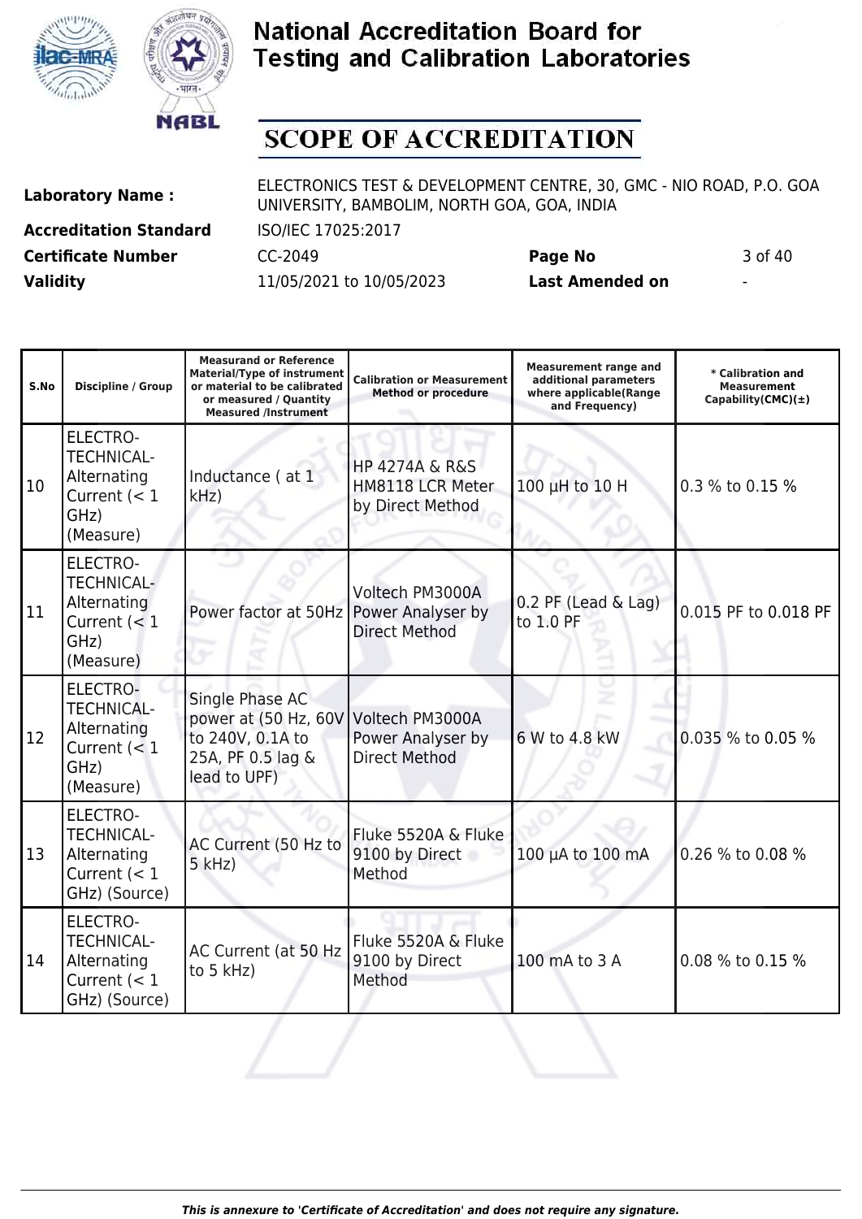# National Accreditation Board for Testing and Calibration Laboratories

## SCOPE OF ACCREDITATION

| | | | |
|---|---|---|---|
| **Laboratory Name :** | ELECTRONICS TEST & DEVELOPMENT CENTRE, 30, GMC - NIO ROAD, P.O. GOA UNIVERSITY, BAMBOLIM, NORTH GOA, GOA, INDIA | | |
| **Accreditation Standard** | ISO/IEC 17025:2017 | | |
| **Certificate Number** | CC-2049 | **Page No** | 3 of 40 |
| **Validity** | 11/05/2021 to 10/05/2023 | **Last Amended on** | - |

| S.No | Discipline / Group | Measurand or Reference Material/Type of instrument or material to be calibrated or measured / Quantity Measured /Instrument | Calibration or Measurement Method or procedure | Measurement range and additional parameters where applicable(Range and Frequency) | * Calibration and Measurement Capability(CMC)(±) |
|---|---|---|---|---|---|
| 10 | ELECTRO-TECHNICAL- Alternating Current (< 1 GHz) (Measure) | Inductance ( at 1 kHz) | HP 4274A & R&S HM8118 LCR Meter by Direct Method | 100 µH to 10 H | 0.3 % to 0.15 % |
| 11 | ELECTRO-TECHNICAL- Alternating Current (< 1 GHz) (Measure) | Power factor at 50Hz | Voltech PM3000A Power Analyser by Direct Method | 0.2 PF (Lead & Lag) to 1.0 PF | 0.015 PF to 0.018 PF |
| 12 | ELECTRO-TECHNICAL- Alternating Current (< 1 GHz) (Measure) | Single Phase AC power at (50 Hz, 60V to 240V, 0.1A to 25A, PF 0.5 lag & lead to UPF) | Voltech PM3000A Power Analyser by Direct Method | 6 W to 4.8 kW | 0.035 % to 0.05 % |
| 13 | ELECTRO-TECHNICAL- Alternating Current (< 1 GHz) (Source) | AC Current (50 Hz to 5 kHz) | Fluke 5520A & Fluke 9100 by Direct Method | 100 µA to 100 mA | 0.26 % to 0.08 % |
| 14 | ELECTRO-TECHNICAL- Alternating Current (< 1 GHz) (Source) | AC Current (at 50 Hz to 5 kHz) | Fluke 5520A & Fluke 9100 by Direct Method | 100 mA to 3 A | 0.08 % to 0.15 % |

*This is annexure to 'Certificate of Accreditation' and does not require any signature.*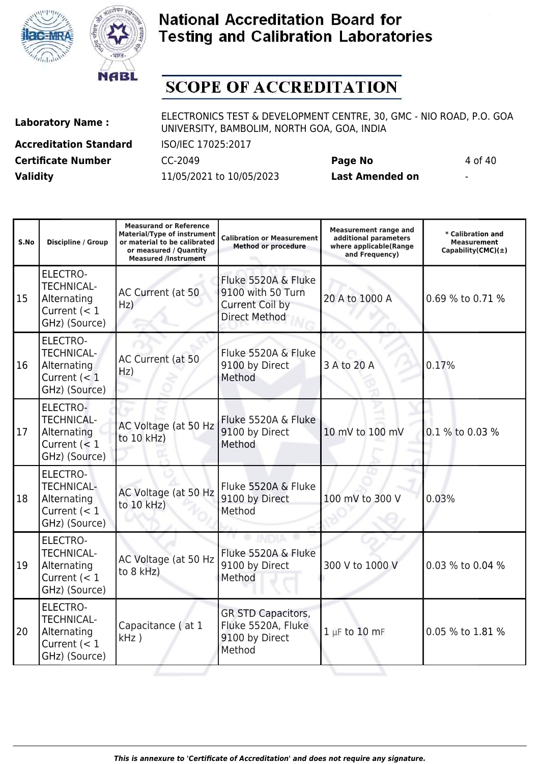# National Accreditation Board for Testing and Calibration Laboratories

## SCOPE OF ACCREDITATION

| | | | |
|---|---|---|---|
| **Laboratory Name :** | ELECTRONICS TEST & DEVELOPMENT CENTRE, 30, GMC - NIO ROAD, P.O. GOA UNIVERSITY, BAMBOLIM, NORTH GOA, GOA, INDIA | | |
| **Accreditation Standard** | ISO/IEC 17025:2017 | | |
| **Certificate Number** | CC-2049 | **Page No** | 4 of 40 |
| **Validity** | 11/05/2021 to 10/05/2023 | **Last Amended on** | - |

| S.No | Discipline / Group | Measurand or Reference Material/Type of instrument or material to be calibrated or measured / Quantity Measured /Instrument | Calibration or Measurement Method or procedure | Measurement range and additional parameters where applicable(Range and Frequency) | * Calibration and Measurement Capability(CMC)(±) |
|---|---|---|---|---|---|
| 15 | ELECTRO-TECHNICAL- Alternating Current (< 1 GHz) (Source) | AC Current (at 50 Hz) | Fluke 5520A & Fluke 9100 with 50 Turn Current Coil by Direct Method | 20 A to 1000 A | 0.69 % to 0.71 % |
| 16 | ELECTRO-TECHNICAL- Alternating Current (< 1 GHz) (Source) | AC Current (at 50 Hz) | Fluke 5520A & Fluke 9100 by Direct Method | 3 A to 20 A | 0.17% |
| 17 | ELECTRO-TECHNICAL- Alternating Current (< 1 GHz) (Source) | AC Voltage (at 50 Hz to 10 kHz) | Fluke 5520A & Fluke 9100 by Direct Method | 10 mV to 100 mV | 0.1 % to 0.03 % |
| 18 | ELECTRO-TECHNICAL- Alternating Current (< 1 GHz) (Source) | AC Voltage (at 50 Hz to 10 kHz) | Fluke 5520A & Fluke 9100 by Direct Method | 100 mV to 300 V | 0.03% |
| 19 | ELECTRO-TECHNICAL- Alternating Current (< 1 GHz) (Source) | AC Voltage (at 50 Hz to 8 kHz) | Fluke 5520A & Fluke 9100 by Direct Method | 300 V to 1000 V | 0.03 % to 0.04 % |
| 20 | ELECTRO-TECHNICAL- Alternating Current (< 1 GHz) (Source) | Capacitance ( at 1 kHz ) | GR STD Capacitors, Fluke 5520A, Fluke 9100 by Direct Method | 1 µF to 10 mF | 0.05 % to 1.81 % |

*This is annexure to 'Certificate of Accreditation' and does not require any signature.*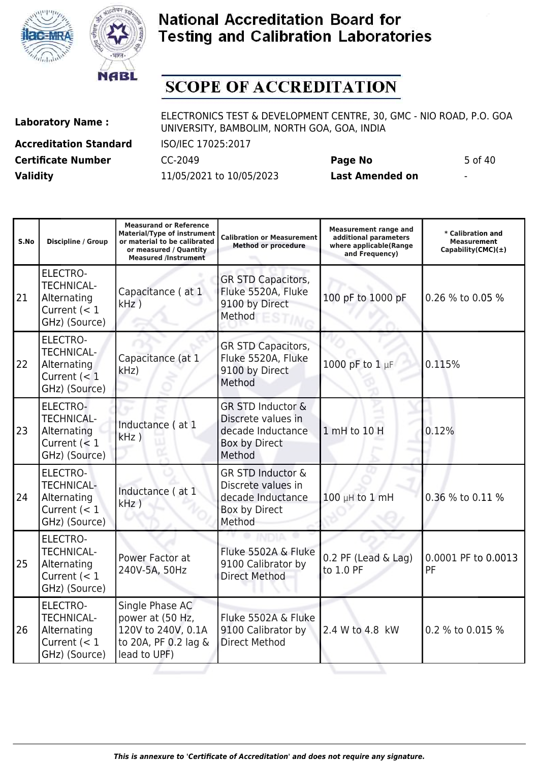# National Accreditation Board for Testing and Calibration Laboratories

## SCOPE OF ACCREDITATION

| | | | |
|---|---|---|---|
| **Laboratory Name :** | ELECTRONICS TEST & DEVELOPMENT CENTRE, 30, GMC - NIO ROAD, P.O. GOA UNIVERSITY, BAMBOLIM, NORTH GOA, GOA, INDIA | | |
| **Accreditation Standard** | ISO/IEC 17025:2017 | | |
| **Certificate Number** | CC-2049 | **Page No** | 5 of 40 |
| **Validity** | 11/05/2021 to 10/05/2023 | **Last Amended on** | - |

| S.No | Discipline / Group | Measurand or Reference Material/Type of instrument or material to be calibrated or measured / Quantity Measured /Instrument | Calibration or Measurement Method or procedure | Measurement range and additional parameters where applicable(Range and Frequency) | * Calibration and Measurement Capability(CMC)(±) |
|---|---|---|---|---|---|
| 21 | ELECTRO-TECHNICAL- Alternating Current (< 1 GHz) (Source) | Capacitance ( at 1 kHz ) | GR STD Capacitors, Fluke 5520A, Fluke 9100 by Direct Method | 100 pF to 1000 pF | 0.26 % to 0.05 % |
| 22 | ELECTRO-TECHNICAL- Alternating Current (< 1 GHz) (Source) | Capacitance (at 1 kHz) | GR STD Capacitors, Fluke 5520A, Fluke 9100 by Direct Method | 1000 pF to 1 µF | 0.115% |
| 23 | ELECTRO-TECHNICAL- Alternating Current (< 1 GHz) (Source) | Inductance ( at 1 kHz ) | GR STD Inductor & Discrete values in decade Inductance Box by Direct Method | 1 mH to 10 H | 0.12% |
| 24 | ELECTRO-TECHNICAL- Alternating Current (< 1 GHz) (Source) | Inductance ( at 1 kHz ) | GR STD Inductor & Discrete values in decade Inductance Box by Direct Method | 100 µH to 1 mH | 0.36 % to 0.11 % |
| 25 | ELECTRO-TECHNICAL- Alternating Current (< 1 GHz) (Source) | Power Factor at 240V-5A, 50Hz | Fluke 5502A & Fluke 9100 Calibrator by Direct Method | 0.2 PF (Lead & Lag) to 1.0 PF | 0.0001 PF to 0.0013 PF |
| 26 | ELECTRO-TECHNICAL- Alternating Current (< 1 GHz) (Source) | Single Phase AC power at (50 Hz, 120V to 240V, 0.1A to 20A, PF 0.2 lag & lead to UPF) | Fluke 5502A & Fluke 9100 Calibrator by Direct Method | 2.4 W to 4.8 kW | 0.2 % to 0.015 % |

*This is annexure to 'Certificate of Accreditation' and does not require any signature.*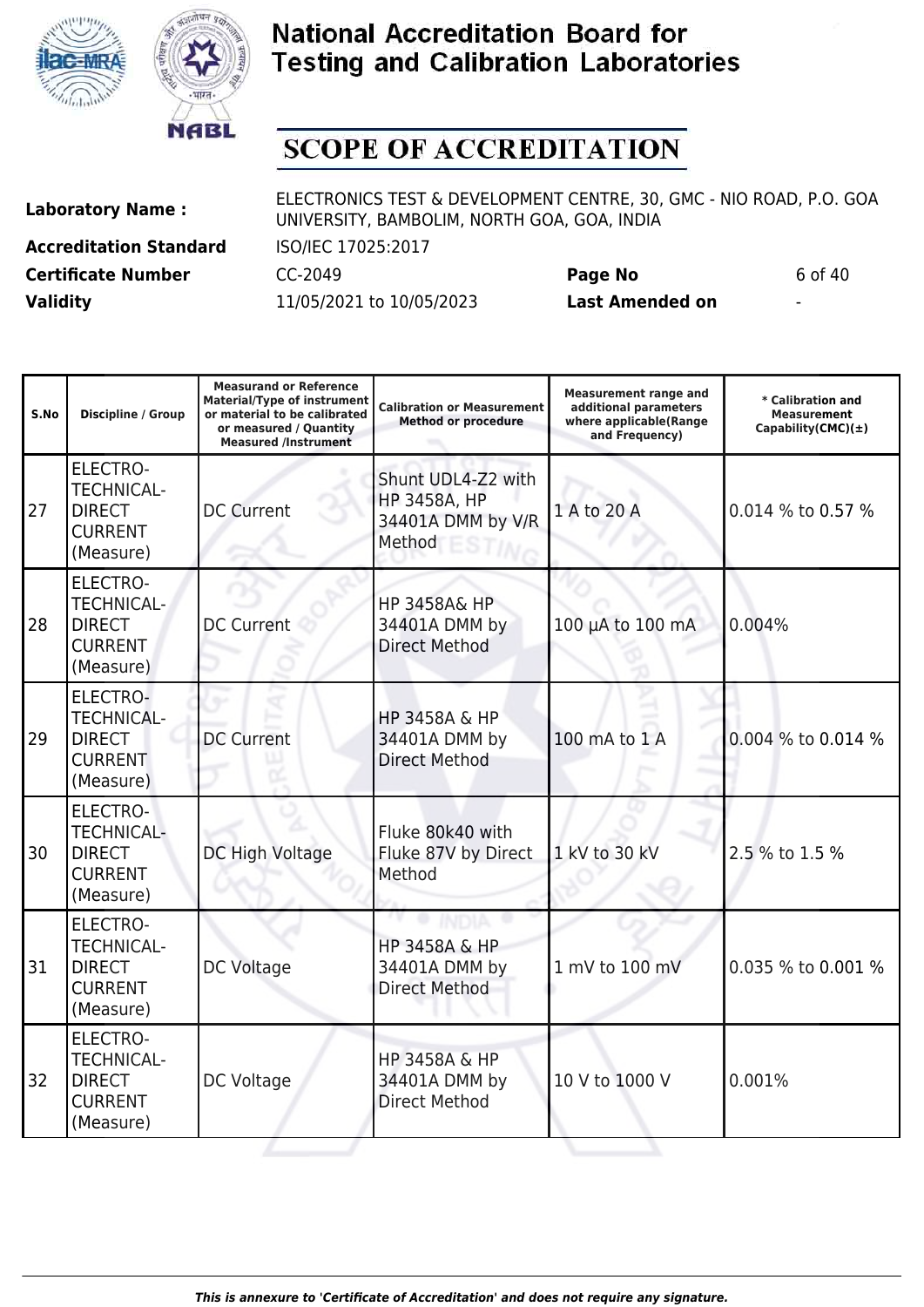# National Accreditation Board for Testing and Calibration Laboratories

## SCOPE OF ACCREDITATION

| | | | |
|---|---|---|---|
| **Laboratory Name :** | ELECTRONICS TEST & DEVELOPMENT CENTRE, 30, GMC - NIO ROAD, P.O. GOA UNIVERSITY, BAMBOLIM, NORTH GOA, GOA, INDIA | | |
| **Accreditation Standard** | ISO/IEC 17025:2017 | | |
| **Certificate Number** | CC-2049 | **Page No** | 6 of 40 |
| **Validity** | 11/05/2021 to 10/05/2023 | **Last Amended on** | - |

| S.No | Discipline / Group | Measurand or Reference Material/Type of instrument or material to be calibrated or measured / Quantity Measured /Instrument | Calibration or Measurement Method or procedure | Measurement range and additional parameters where applicable(Range and Frequency) | * Calibration and Measurement Capability(CMC)(±) |
|---|---|---|---|---|---|
| 27 | ELECTRO-TECHNICAL-DIRECT CURRENT (Measure) | DC Current | Shunt UDL4-Z2 with HP 3458A, HP 34401A DMM by V/R Method | 1 A to 20 A | 0.014 % to 0.57 % |
| 28 | ELECTRO-TECHNICAL-DIRECT CURRENT (Measure) | DC Current | HP 3458A& HP 34401A DMM by Direct Method | 100 µA to 100 mA | 0.004% |
| 29 | ELECTRO-TECHNICAL-DIRECT CURRENT (Measure) | DC Current | HP 3458A & HP 34401A DMM by Direct Method | 100 mA to 1 A | 0.004 % to 0.014 % |
| 30 | ELECTRO-TECHNICAL-DIRECT CURRENT (Measure) | DC High Voltage | Fluke 80k40 with Fluke 87V by Direct Method | 1 kV to 30 kV | 2.5 % to 1.5 % |
| 31 | ELECTRO-TECHNICAL-DIRECT CURRENT (Measure) | DC Voltage | HP 3458A & HP 34401A DMM by Direct Method | 1 mV to 100 mV | 0.035 % to 0.001 % |
| 32 | ELECTRO-TECHNICAL-DIRECT CURRENT (Measure) | DC Voltage | HP 3458A & HP 34401A DMM by Direct Method | 10 V to 1000 V | 0.001% |

*This is annexure to 'Certificate of Accreditation' and does not require any signature.*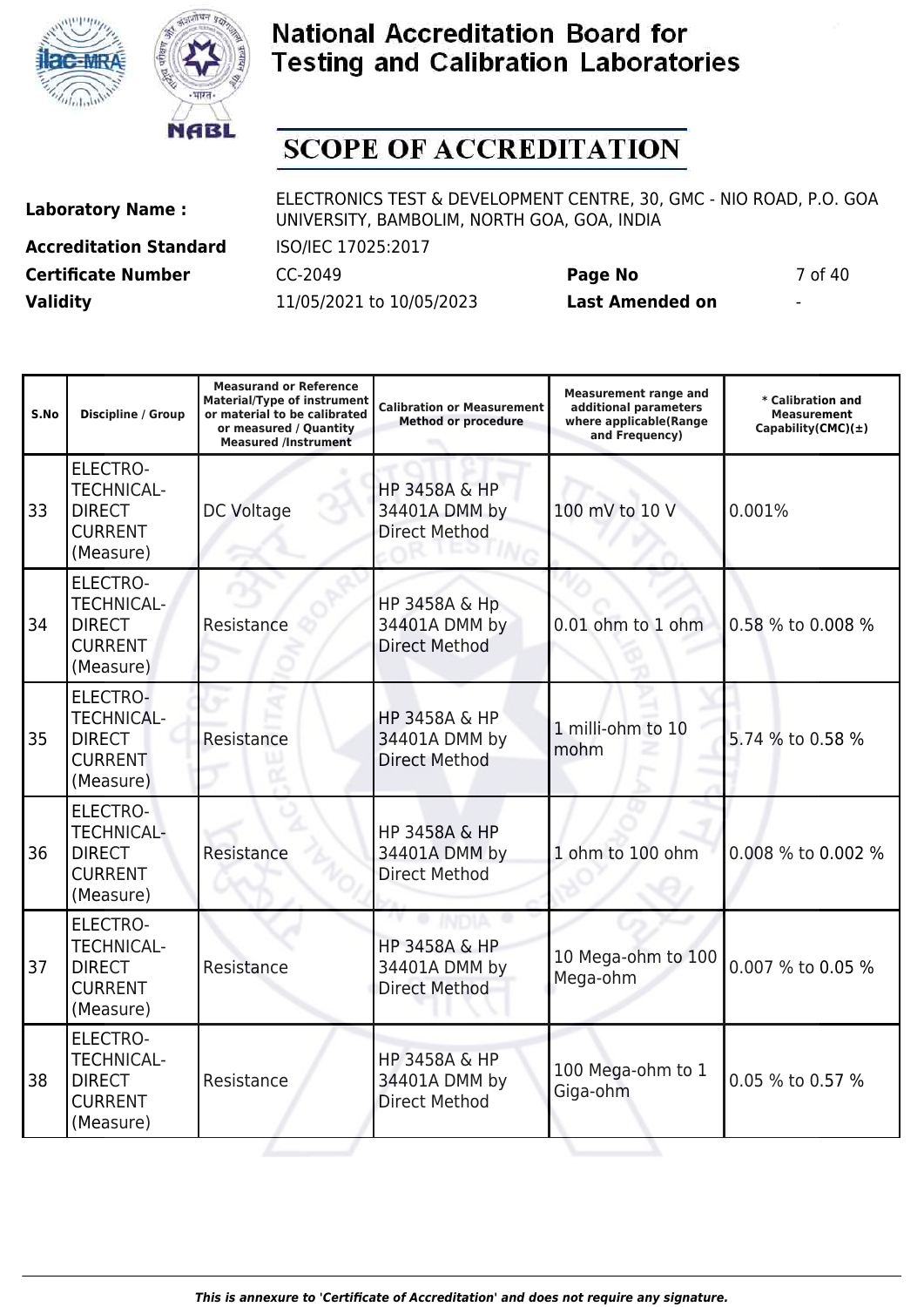# National Accreditation Board for Testing and Calibration Laboratories

## SCOPE OF ACCREDITATION

| | | | |
|---|---|---|---|
| **Laboratory Name :** | ELECTRONICS TEST & DEVELOPMENT CENTRE, 30, GMC - NIO ROAD, P.O. GOA UNIVERSITY, BAMBOLIM, NORTH GOA, GOA, INDIA | | |
| **Accreditation Standard** | ISO/IEC 17025:2017 | | |
| **Certificate Number** | CC-2049 | **Page No** | 7 of 40 |
| **Validity** | 11/05/2021 to 10/05/2023 | **Last Amended on** | - |

| S.No | Discipline / Group | Measurand or Reference Material/Type of instrument or material to be calibrated or measured / Quantity Measured /Instrument | Calibration or Measurement Method or procedure | Measurement range and additional parameters where applicable(Range and Frequency) | * Calibration and Measurement Capability(CMC)(±) |
|---|---|---|---|---|---|
| 33 | ELECTRO-TECHNICAL-DIRECT CURRENT (Measure) | DC Voltage | HP 3458A & HP 34401A DMM by Direct Method | 100 mV to 10 V | 0.001% |
| 34 | ELECTRO-TECHNICAL-DIRECT CURRENT (Measure) | Resistance | HP 3458A & Hp 34401A DMM by Direct Method | 0.01 ohm to 1 ohm | 0.58 % to 0.008 % |
| 35 | ELECTRO-TECHNICAL-DIRECT CURRENT (Measure) | Resistance | HP 3458A & HP 34401A DMM by Direct Method | 1 milli-ohm to 10 mohm | 5.74 % to 0.58 % |
| 36 | ELECTRO-TECHNICAL-DIRECT CURRENT (Measure) | Resistance | HP 3458A & HP 34401A DMM by Direct Method | 1 ohm to 100 ohm | 0.008 % to 0.002 % |
| 37 | ELECTRO-TECHNICAL-DIRECT CURRENT (Measure) | Resistance | HP 3458A & HP 34401A DMM by Direct Method | 10 Mega-ohm to 100 Mega-ohm | 0.007 % to 0.05 % |
| 38 | ELECTRO-TECHNICAL-DIRECT CURRENT (Measure) | Resistance | HP 3458A & HP 34401A DMM by Direct Method | 100 Mega-ohm to 1 Giga-ohm | 0.05 % to 0.57 % |

*This is annexure to 'Certificate of Accreditation' and does not require any signature.*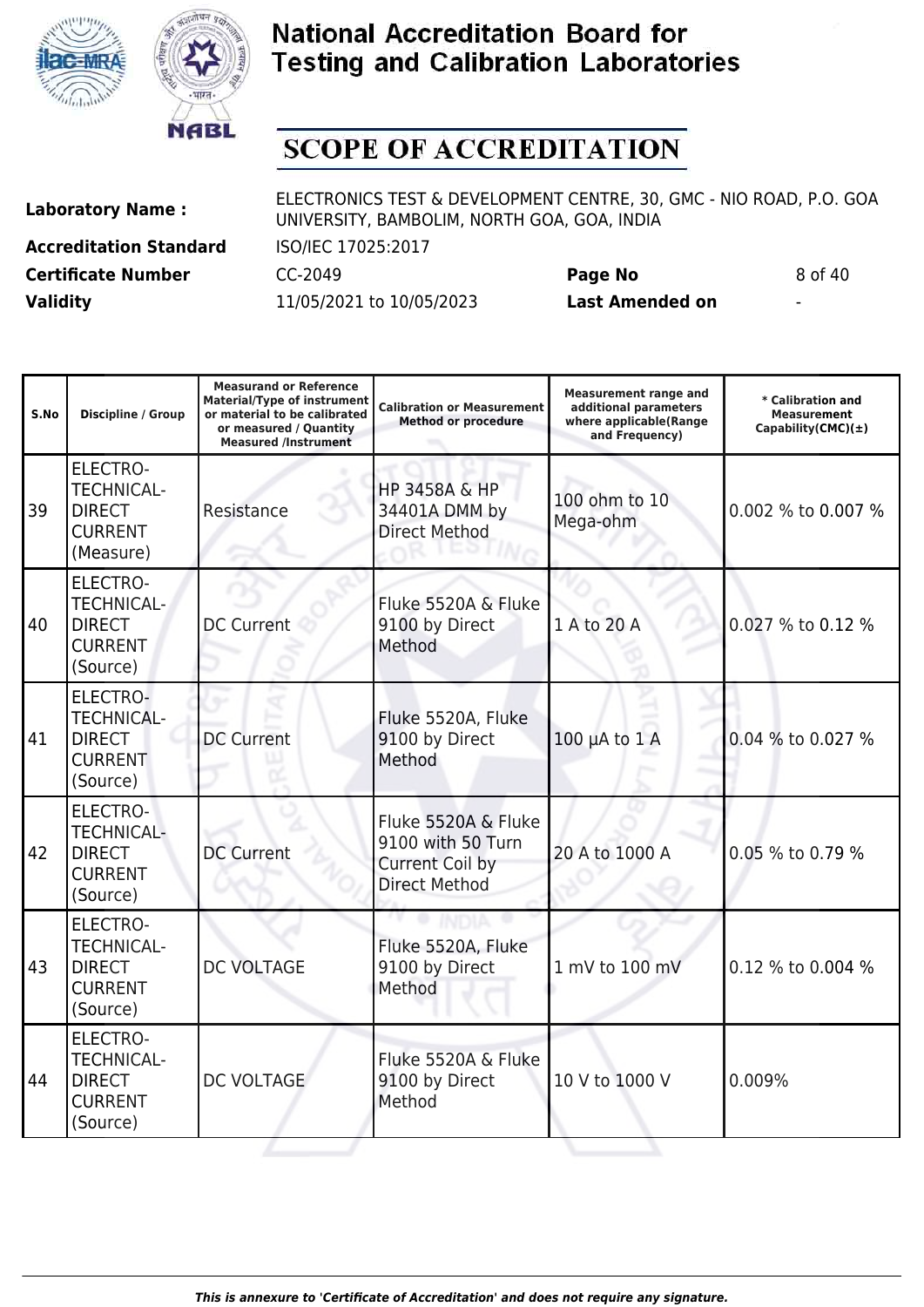# National Accreditation Board for Testing and Calibration Laboratories

## SCOPE OF ACCREDITATION

| | | | |
|---|---|---|---|
| **Laboratory Name :** | ELECTRONICS TEST & DEVELOPMENT CENTRE, 30, GMC - NIO ROAD, P.O. GOA UNIVERSITY, BAMBOLIM, NORTH GOA, GOA, INDIA | | |
| **Accreditation Standard** | ISO/IEC 17025:2017 | | |
| **Certificate Number** | CC-2049 | **Page No** | 8 of 40 |
| **Validity** | 11/05/2021 to 10/05/2023 | **Last Amended on** | - |

| S.No | Discipline / Group | Measurand or Reference Material/Type of instrument or material to be calibrated or measured / Quantity Measured /Instrument | Calibration or Measurement Method or procedure | Measurement range and additional parameters where applicable(Range and Frequency) | * Calibration and Measurement Capability(CMC)(±) |
|---|---|---|---|---|---|
| 39 | ELECTRO-TECHNICAL- DIRECT CURRENT (Measure) | Resistance | HP 3458A & HP 34401A DMM by Direct Method | 100 ohm to 10 Mega-ohm | 0.002 % to 0.007 % |
| 40 | ELECTRO-TECHNICAL- DIRECT CURRENT (Source) | DC Current | Fluke 5520A & Fluke 9100 by Direct Method | 1 A to 20 A | 0.027 % to 0.12 % |
| 41 | ELECTRO-TECHNICAL- DIRECT CURRENT (Source) | DC Current | Fluke 5520A, Fluke 9100 by Direct Method | 100 µA to 1 A | 0.04 % to 0.027 % |
| 42 | ELECTRO-TECHNICAL- DIRECT CURRENT (Source) | DC Current | Fluke 5520A & Fluke 9100 with 50 Turn Current Coil by Direct Method | 20 A to 1000 A | 0.05 % to 0.79 % |
| 43 | ELECTRO-TECHNICAL- DIRECT CURRENT (Source) | DC VOLTAGE | Fluke 5520A, Fluke 9100 by Direct Method | 1 mV to 100 mV | 0.12 % to 0.004 % |
| 44 | ELECTRO-TECHNICAL- DIRECT CURRENT (Source) | DC VOLTAGE | Fluke 5520A & Fluke 9100 by Direct Method | 10 V to 1000 V | 0.009% |

*This is annexure to 'Certificate of Accreditation' and does not require any signature.*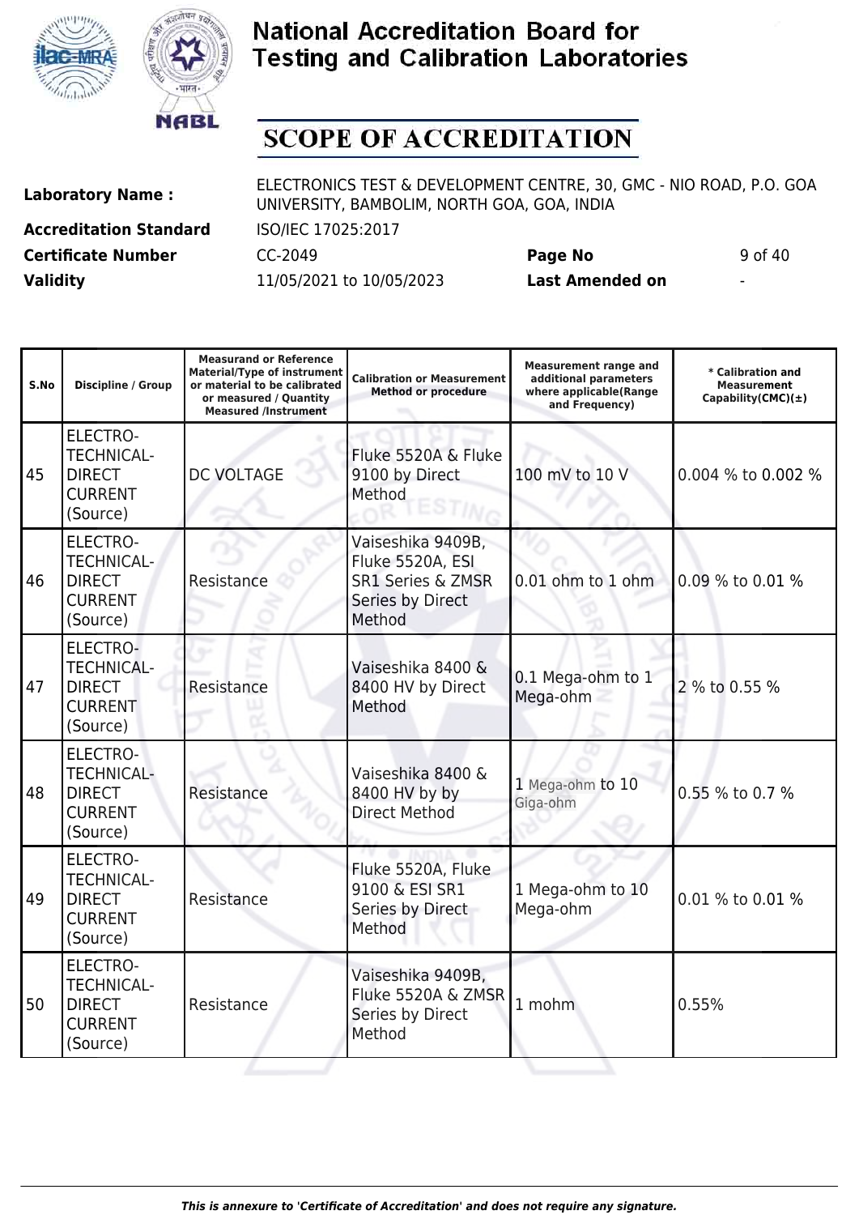# National Accreditation Board for Testing and Calibration Laboratories

## SCOPE OF ACCREDITATION

**Laboratory Name :** ELECTRONICS TEST & DEVELOPMENT CENTRE, 30, GMC - NIO ROAD, P.O. GOA UNIVERSITY, BAMBOLIM, NORTH GOA, GOA, INDIA

**Accreditation Standard** ISO/IEC 17025:2017

**Certificate Number** CC-2049 **Page No** 9 of 40

**Validity** 11/05/2021 to 10/05/2023 **Last Amended on** -

| S.No | Discipline / Group | Measurand or Reference Material/Type of instrument or material to be calibrated or measured / Quantity Measured /Instrument | Calibration or Measurement Method or procedure | Measurement range and additional parameters where applicable(Range and Frequency) | * Calibration and Measurement Capability(CMC)(±) |
|---|---|---|---|---|---|
| 45 | ELECTRO-TECHNICAL-DIRECT CURRENT (Source) | DC VOLTAGE | Fluke 5520A & Fluke 9100 by Direct Method | 100 mV to 10 V | 0.004 % to 0.002 % |
| 46 | ELECTRO-TECHNICAL-DIRECT CURRENT (Source) | Resistance | Vaiseshika 9409B, Fluke 5520A, ESI SR1 Series & ZMSR Series by Direct Method | 0.01 ohm to 1 ohm | 0.09 % to 0.01 % |
| 47 | ELECTRO-TECHNICAL-DIRECT CURRENT (Source) | Resistance | Vaiseshika 8400 & 8400 HV by Direct Method | 0.1 Mega-ohm to 1 Mega-ohm | 2 % to 0.55 % |
| 48 | ELECTRO-TECHNICAL-DIRECT CURRENT (Source) | Resistance | Vaiseshika 8400 & 8400 HV by by Direct Method | 1 Mega-ohm to 10 Giga-ohm | 0.55 % to 0.7 % |
| 49 | ELECTRO-TECHNICAL-DIRECT CURRENT (Source) | Resistance | Fluke 5520A, Fluke 9100 & ESI SR1 Series by Direct Method | 1 Mega-ohm to 10 Mega-ohm | 0.01 % to 0.01 % |
| 50 | ELECTRO-TECHNICAL-DIRECT CURRENT (Source) | Resistance | Vaiseshika 9409B, Fluke 5520A & ZMSR Series by Direct Method | 1 mohm | 0.55% |

*This is annexure to 'Certificate of Accreditation' and does not require any signature.*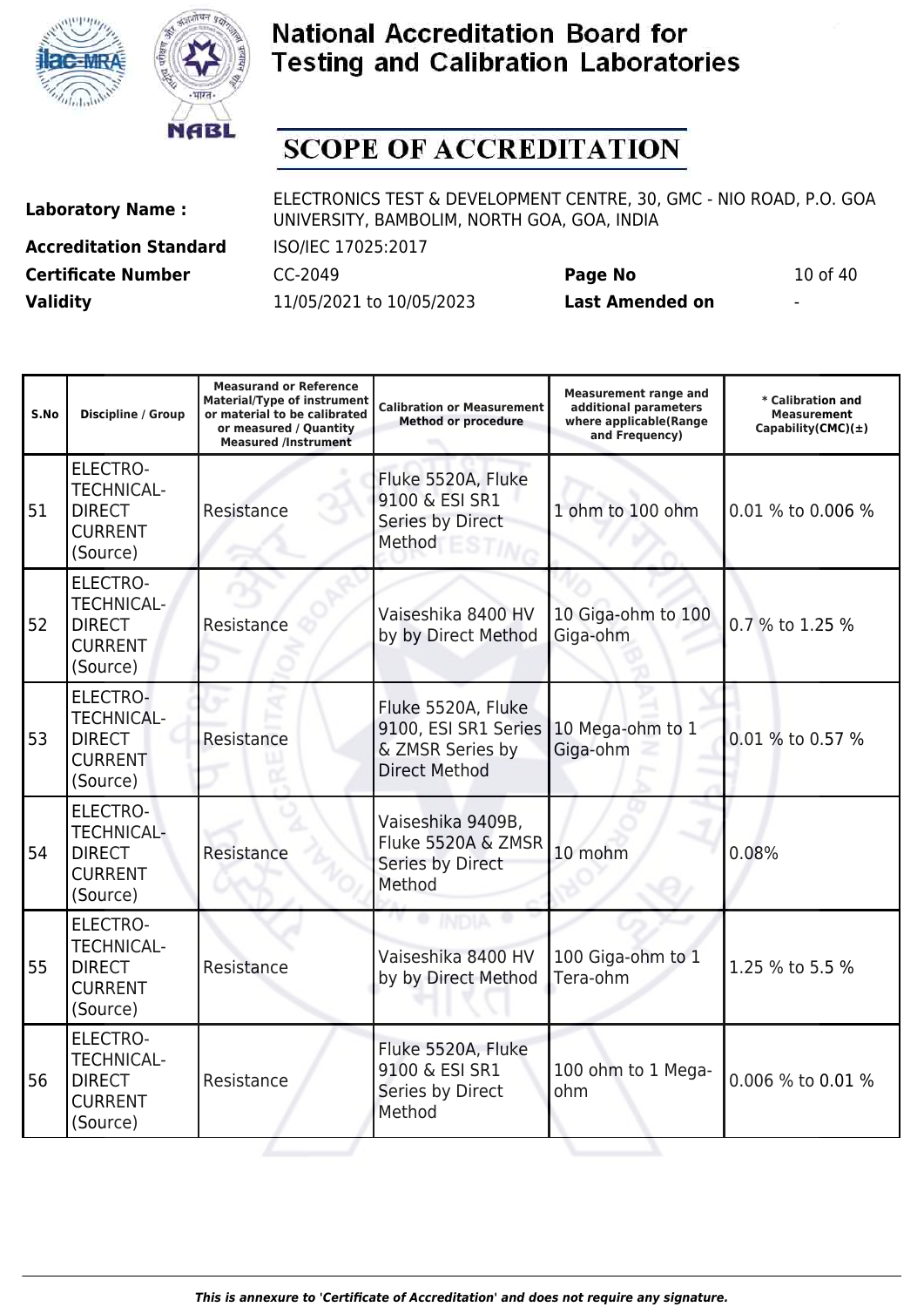# National Accreditation Board for Testing and Calibration Laboratories

## SCOPE OF ACCREDITATION

**Laboratory Name :** ELECTRONICS TEST & DEVELOPMENT CENTRE, 30, GMC - NIO ROAD, P.O. GOA UNIVERSITY, BAMBOLIM, NORTH GOA, GOA, INDIA

**Accreditation Standard** ISO/IEC 17025:2017

**Certificate Number** CC-2049 **Page No** 10 of 40

**Validity** 11/05/2021 to 10/05/2023 **Last Amended on** -

| S.No | Discipline / Group | Measurand or Reference Material/Type of instrument or material to be calibrated or measured / Quantity Measured /Instrument | Calibration or Measurement Method or procedure | Measurement range and additional parameters where applicable(Range and Frequency) | * Calibration and Measurement Capability(CMC)(±) |
|---|---|---|---|---|---|
| 51 | ELECTRO-TECHNICAL-DIRECT CURRENT (Source) | Resistance | Fluke 5520A, Fluke 9100 & ESI SR1 Series by Direct Method | 1 ohm to 100 ohm | 0.01 % to 0.006 % |
| 52 | ELECTRO-TECHNICAL-DIRECT CURRENT (Source) | Resistance | Vaiseshika 8400 HV by by Direct Method | 10 Giga-ohm to 100 Giga-ohm | 0.7 % to 1.25 % |
| 53 | ELECTRO-TECHNICAL-DIRECT CURRENT (Source) | Resistance | Fluke 5520A, Fluke 9100, ESI SR1 Series & ZMSR Series by Direct Method | 10 Mega-ohm to 1 Giga-ohm | 0.01 % to 0.57 % |
| 54 | ELECTRO-TECHNICAL-DIRECT CURRENT (Source) | Resistance | Vaiseshika 9409B, Fluke 5520A & ZMSR Series by Direct Method | 10 mohm | 0.08% |
| 55 | ELECTRO-TECHNICAL-DIRECT CURRENT (Source) | Resistance | Vaiseshika 8400 HV by by Direct Method | 100 Giga-ohm to 1 Tera-ohm | 1.25 % to 5.5 % |
| 56 | ELECTRO-TECHNICAL-DIRECT CURRENT (Source) | Resistance | Fluke 5520A, Fluke 9100 & ESI SR1 Series by Direct Method | 100 ohm to 1 Mega-ohm | 0.006 % to 0.01 % |

*This is annexure to 'Certificate of Accreditation' and does not require any signature.*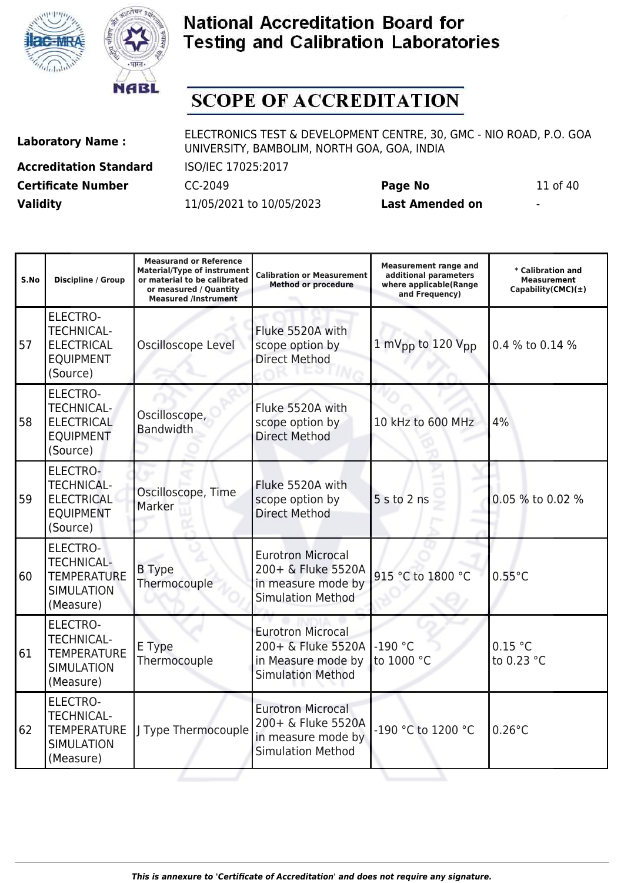# National Accreditation Board for Testing and Calibration Laboratories

## SCOPE OF ACCREDITATION

| | | | |
|---|---|---|---|
| **Laboratory Name :** | ELECTRONICS TEST & DEVELOPMENT CENTRE, 30, GMC - NIO ROAD, P.O. GOA UNIVERSITY, BAMBOLIM, NORTH GOA, GOA, INDIA | | |
| **Accreditation Standard** | ISO/IEC 17025:2017 | | |
| **Certificate Number** | CC-2049 | **Page No** | 11 of 40 |
| **Validity** | 11/05/2021 to 10/05/2023 | **Last Amended on** | - |

| S.No | Discipline / Group | Measurand or Reference Material/Type of instrument or material to be calibrated or measured / Quantity Measured /Instrument | Calibration or Measurement Method or procedure | Measurement range and additional parameters where applicable(Range and Frequency) | * Calibration and Measurement Capability(CMC)(±) |
|---|---|---|---|---|---|
| 57 | ELECTRO-TECHNICAL-ELECTRICAL EQUIPMENT (Source) | Oscilloscope Level | Fluke 5520A with scope option by Direct Method | 1 $mV_{pp}$ to 120 $V_{pp}$ | 0.4 % to 0.14 % |
| 58 | ELECTRO-TECHNICAL-ELECTRICAL EQUIPMENT (Source) | Oscilloscope, Bandwidth | Fluke 5520A with scope option by Direct Method | 10 kHz to 600 MHz | 4% |
| 59 | ELECTRO-TECHNICAL-ELECTRICAL EQUIPMENT (Source) | Oscilloscope, Time Marker | Fluke 5520A with scope option by Direct Method | 5 s to 2 ns | 0.05 % to 0.02 % |
| 60 | ELECTRO-TECHNICAL-TEMPERATURE SIMULATION (Measure) | B Type Thermocouple | Eurotron Microcal 200+ & Fluke 5520A in measure mode by Simulation Method | 915 °C to 1800 °C | 0.55°C |
| 61 | ELECTRO-TECHNICAL-TEMPERATURE SIMULATION (Measure) | E Type Thermocouple | Eurotron Microcal 200+ & Fluke 5520A in Measure mode by Simulation Method | -190 °C to 1000 °C | 0.15 °C to 0.23 °C |
| 62 | ELECTRO-TECHNICAL-TEMPERATURE SIMULATION (Measure) | J Type Thermocouple | Eurotron Microcal 200+ & Fluke 5520A in measure mode by Simulation Method | -190 °C to 1200 °C | 0.26°C |

*This is annexure to 'Certificate of Accreditation' and does not require any signature.*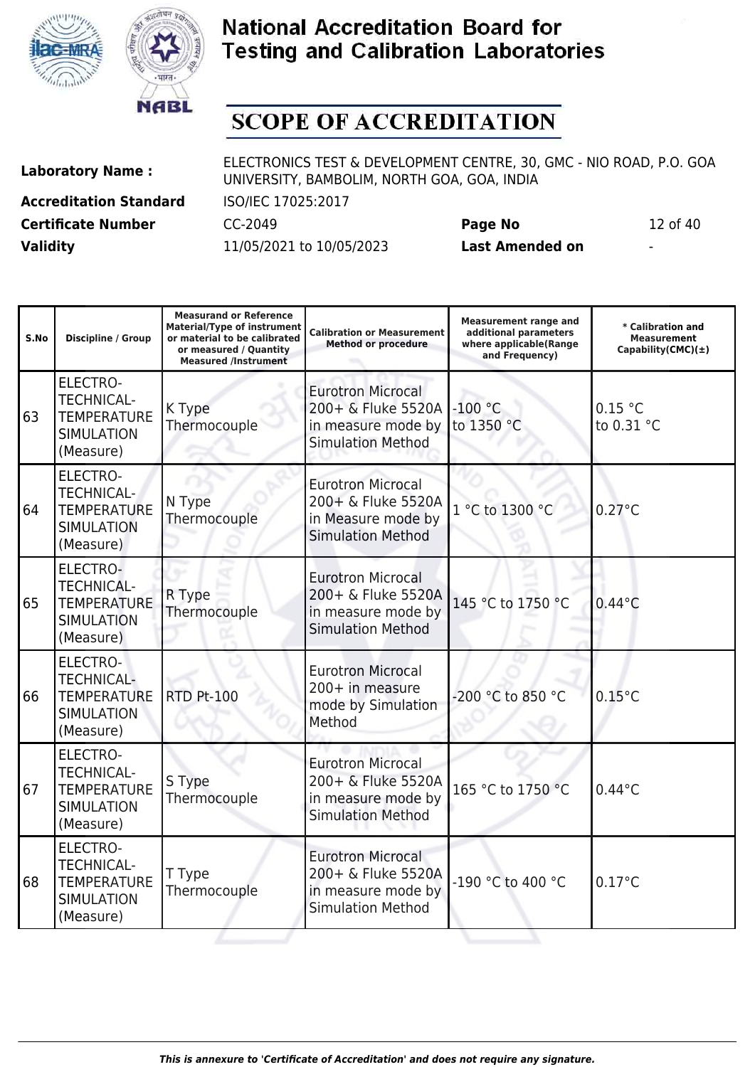# National Accreditation Board for Testing and Calibration Laboratories

## SCOPE OF ACCREDITATION

| | | | |
|---|---|---|---|
| **Laboratory Name :** | ELECTRONICS TEST & DEVELOPMENT CENTRE, 30, GMC - NIO ROAD, P.O. GOA UNIVERSITY, BAMBOLIM, NORTH GOA, GOA, INDIA | | |
| **Accreditation Standard** | ISO/IEC 17025:2017 | | |
| **Certificate Number** | CC-2049 | **Page No** | 12 of 40 |
| **Validity** | 11/05/2021 to 10/05/2023 | **Last Amended on** | - |

| S.No | Discipline / Group | Measurand or Reference Material/Type of instrument or material to be calibrated or measured / Quantity Measured /Instrument | Calibration or Measurement Method or procedure | Measurement range and additional parameters where applicable(Range and Frequency) | * Calibration and Measurement Capability(CMC)(±) |
|---|---|---|---|---|---|
| 63 | ELECTRO-TECHNICAL-TEMPERATURE SIMULATION (Measure) | K Type Thermocouple | Eurotron Microcal 200+ & Fluke 5520A in measure mode by Simulation Method | -100 °C to 1350 °C | 0.15 °C to 0.31 °C |
| 64 | ELECTRO-TECHNICAL-TEMPERATURE SIMULATION (Measure) | N Type Thermocouple | Eurotron Microcal 200+ & Fluke 5520A in Measure mode by Simulation Method | 1 °C to 1300 °C | 0.27°C |
| 65 | ELECTRO-TECHNICAL-TEMPERATURE SIMULATION (Measure) | R Type Thermocouple | Eurotron Microcal 200+ & Fluke 5520A in measure mode by Simulation Method | 145 °C to 1750 °C | 0.44°C |
| 66 | ELECTRO-TECHNICAL-TEMPERATURE SIMULATION (Measure) | RTD Pt-100 | Eurotron Microcal 200+ in measure mode by Simulation Method | -200 °C to 850 °C | 0.15°C |
| 67 | ELECTRO-TECHNICAL-TEMPERATURE SIMULATION (Measure) | S Type Thermocouple | Eurotron Microcal 200+ & Fluke 5520A in measure mode by Simulation Method | 165 °C to 1750 °C | 0.44°C |
| 68 | ELECTRO-TECHNICAL-TEMPERATURE SIMULATION (Measure) | T Type Thermocouple | Eurotron Microcal 200+ & Fluke 5520A in measure mode by Simulation Method | -190 °C to 400 °C | 0.17°C |

*This is annexure to 'Certificate of Accreditation' and does not require any signature.*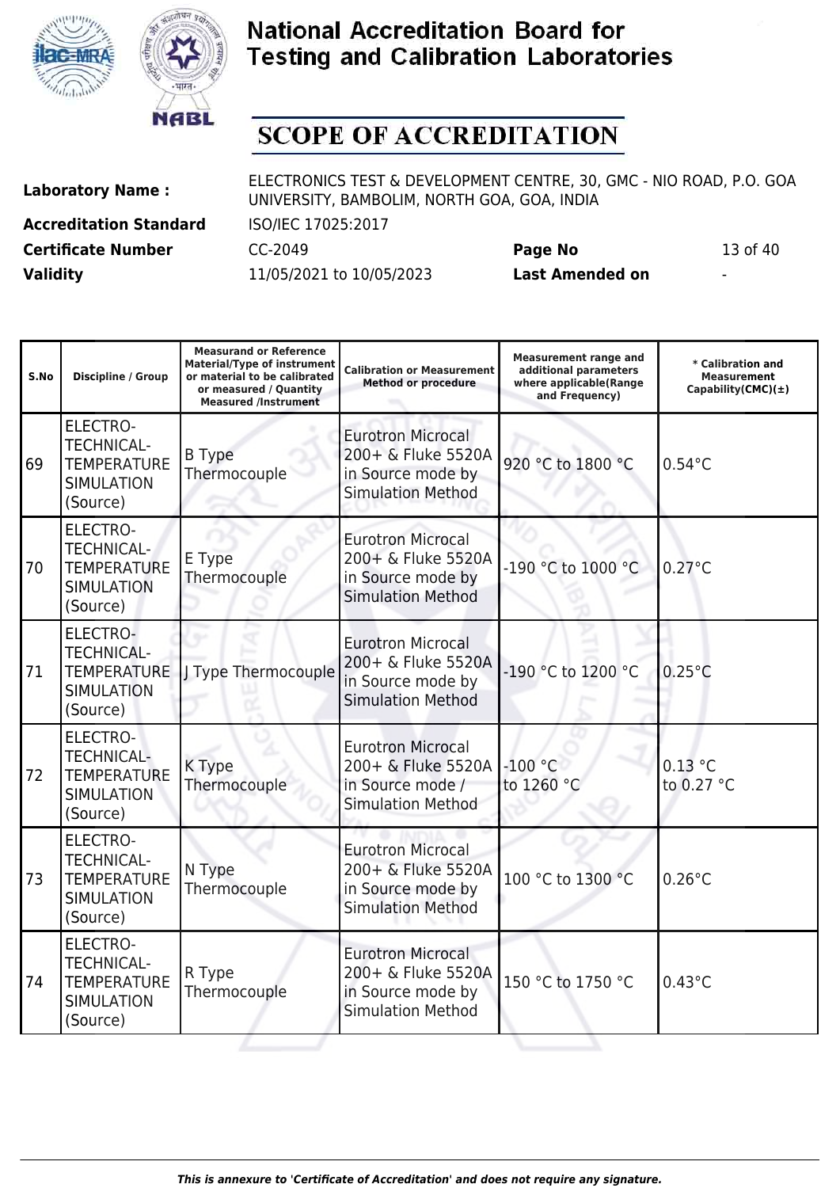# National Accreditation Board for Testing and Calibration Laboratories

## SCOPE OF ACCREDITATION

| | | | |
|---|---|---|---|
| **Laboratory Name :** | ELECTRONICS TEST & DEVELOPMENT CENTRE, 30, GMC - NIO ROAD, P.O. GOA UNIVERSITY, BAMBOLIM, NORTH GOA, GOA, INDIA | | |
| **Accreditation Standard** | ISO/IEC 17025:2017 | | |
| **Certificate Number** | CC-2049 | **Page No** | 13 of 40 |
| **Validity** | 11/05/2021 to 10/05/2023 | **Last Amended on** | - |

| S.No | Discipline / Group | Measurand or Reference Material/Type of instrument or material to be calibrated or measured / Quantity Measured /Instrument | Calibration or Measurement Method or procedure | Measurement range and additional parameters where applicable(Range and Frequency) | * Calibration and Measurement Capability(CMC)(±) |
|---|---|---|---|---|---|
| 69 | ELECTRO-TECHNICAL-TEMPERATURE SIMULATION (Source) | B Type Thermocouple | Eurotron Microcal 200+ & Fluke 5520A in Source mode by Simulation Method | 920 °C to 1800 °C | 0.54°C |
| 70 | ELECTRO-TECHNICAL-TEMPERATURE SIMULATION (Source) | E Type Thermocouple | Eurotron Microcal 200+ & Fluke 5520A in Source mode by Simulation Method | -190 °C to 1000 °C | 0.27°C |
| 71 | ELECTRO-TECHNICAL-TEMPERATURE SIMULATION (Source) | J Type Thermocouple | Eurotron Microcal 200+ & Fluke 5520A in Source mode by Simulation Method | -190 °C to 1200 °C | 0.25°C |
| 72 | ELECTRO-TECHNICAL-TEMPERATURE SIMULATION (Source) | K Type Thermocouple | Eurotron Microcal 200+ & Fluke 5520A in Source mode / Simulation Method | -100 °C to 1260 °C | 0.13 °C to 0.27 °C |
| 73 | ELECTRO-TECHNICAL-TEMPERATURE SIMULATION (Source) | N Type Thermocouple | Eurotron Microcal 200+ & Fluke 5520A in Source mode by Simulation Method | 100 °C to 1300 °C | 0.26°C |
| 74 | ELECTRO-TECHNICAL-TEMPERATURE SIMULATION (Source) | R Type Thermocouple | Eurotron Microcal 200+ & Fluke 5520A in Source mode by Simulation Method | 150 °C to 1750 °C | 0.43°C |

*This is annexure to 'Certificate of Accreditation' and does not require any signature.*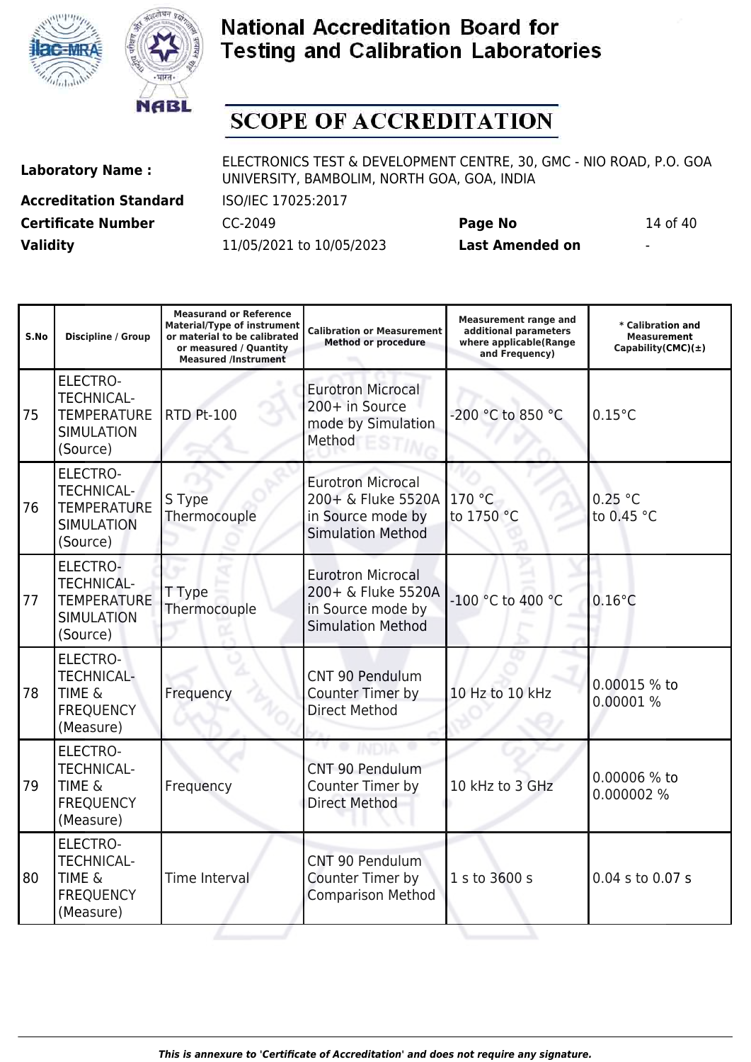# National Accreditation Board for Testing and Calibration Laboratories

## SCOPE OF ACCREDITATION

| | | | |
|---|---|---|---|
| **Laboratory Name :** | ELECTRONICS TEST & DEVELOPMENT CENTRE, 30, GMC - NIO ROAD, P.O. GOA UNIVERSITY, BAMBOLIM, NORTH GOA, GOA, INDIA | | |
| **Accreditation Standard** | ISO/IEC 17025:2017 | | |
| **Certificate Number** | CC-2049 | **Page No** | 14 of 40 |
| **Validity** | 11/05/2021 to 10/05/2023 | **Last Amended on** | - |

| S.No | Discipline / Group | Measurand or Reference Material/Type of instrument or material to be calibrated or measured / Quantity Measured /Instrument | Calibration or Measurement Method or procedure | Measurement range and additional parameters where applicable(Range and Frequency) | * Calibration and Measurement Capability(CMC)(±) |
|---|---|---|---|---|---|
| 75 | ELECTRO-TECHNICAL-TEMPERATURE SIMULATION (Source) | RTD Pt-100 | Eurotron Microcal 200+ in Source mode by Simulation Method | -200 °C to 850 °C | 0.15°C |
| 76 | ELECTRO-TECHNICAL-TEMPERATURE SIMULATION (Source) | S Type Thermocouple | Eurotron Microcal 200+ & Fluke 5520A in Source mode by Simulation Method | 170 °C to 1750 °C | 0.25 °C to 0.45 °C |
| 77 | ELECTRO-TECHNICAL-TEMPERATURE SIMULATION (Source) | T Type Thermocouple | Eurotron Microcal 200+ & Fluke 5520A in Source mode by Simulation Method | -100 °C to 400 °C | 0.16°C |
| 78 | ELECTRO-TECHNICAL-TIME & FREQUENCY (Measure) | Frequency | CNT 90 Pendulum Counter Timer by Direct Method | 10 Hz to 10 kHz | 0.00015 % to 0.00001 % |
| 79 | ELECTRO-TECHNICAL-TIME & FREQUENCY (Measure) | Frequency | CNT 90 Pendulum Counter Timer by Direct Method | 10 kHz to 3 GHz | 0.00006 % to 0.000002 % |
| 80 | ELECTRO-TECHNICAL-TIME & FREQUENCY (Measure) | Time Interval | CNT 90 Pendulum Counter Timer by Comparison Method | 1 s to 3600 s | 0.04 s to 0.07 s |

*This is annexure to 'Certificate of Accreditation' and does not require any signature.*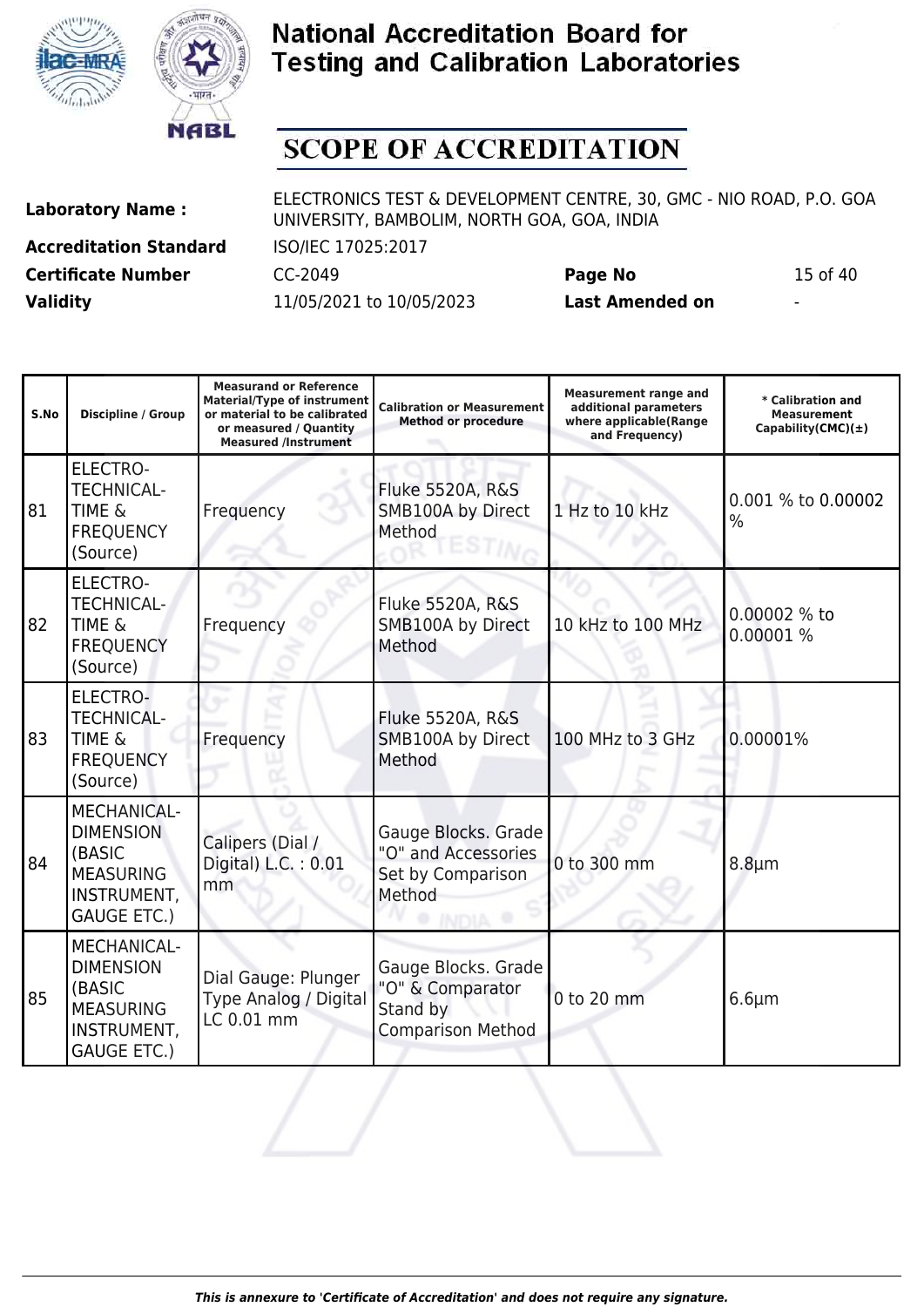# National Accreditation Board for Testing and Calibration Laboratories

## SCOPE OF ACCREDITATION

| | | | |
|---|---|---|---|
| **Laboratory Name :** | ELECTRONICS TEST & DEVELOPMENT CENTRE, 30, GMC - NIO ROAD, P.O. GOA UNIVERSITY, BAMBOLIM, NORTH GOA, GOA, INDIA | | |
| **Accreditation Standard** | ISO/IEC 17025:2017 | | |
| **Certificate Number** | CC-2049 | **Page No** | 15 of 40 |
| **Validity** | 11/05/2021 to 10/05/2023 | **Last Amended on** | - |

| S.No | Discipline / Group | Measurand or Reference Material/Type of instrument or material to be calibrated or measured / Quantity Measured /Instrument | Calibration or Measurement Method or procedure | Measurement range and additional parameters where applicable(Range and Frequency) | * Calibration and Measurement Capability(CMC)(±) |
|---|---|---|---|---|---|
| 81 | ELECTRO-TECHNICAL-TIME & FREQUENCY (Source) | Frequency | Fluke 5520A, R&S SMB100A by Direct Method | 1 Hz to 10 kHz | 0.001 % to 0.00002 % |
| 82 | ELECTRO-TECHNICAL-TIME & FREQUENCY (Source) | Frequency | Fluke 5520A, R&S SMB100A by Direct Method | 10 kHz to 100 MHz | 0.00002 % to 0.00001 % |
| 83 | ELECTRO-TECHNICAL-TIME & FREQUENCY (Source) | Frequency | Fluke 5520A, R&S SMB100A by Direct Method | 100 MHz to 3 GHz | 0.00001% |
| 84 | MECHANICAL-DIMENSION (BASIC MEASURING INSTRUMENT, GAUGE ETC.) | Calipers (Dial / Digital) L.C. : 0.01 mm | Gauge Blocks. Grade "O" and Accessories Set by Comparison Method | 0 to 300 mm | 8.8µm |
| 85 | MECHANICAL-DIMENSION (BASIC MEASURING INSTRUMENT, GAUGE ETC.) | Dial Gauge: Plunger Type Analog / Digital LC 0.01 mm | Gauge Blocks. Grade "O" & Comparator Stand by Comparison Method | 0 to 20 mm | 6.6µm |

*This is annexure to 'Certificate of Accreditation' and does not require any signature.*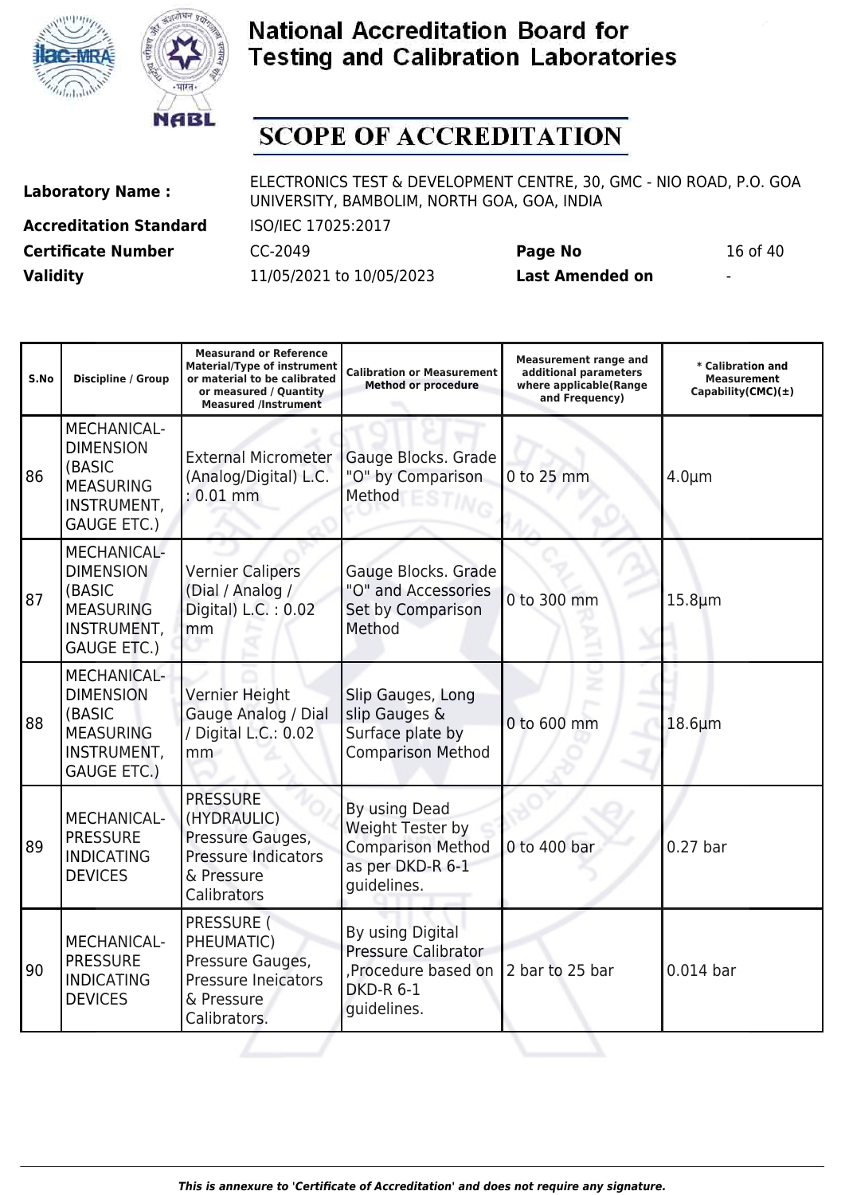# National Accreditation Board for Testing and Calibration Laboratories

## SCOPE OF ACCREDITATION

| | | | |
|---|---|---|---|
| **Laboratory Name :** | ELECTRONICS TEST & DEVELOPMENT CENTRE, 30, GMC - NIO ROAD, P.O. GOA UNIVERSITY, BAMBOLIM, NORTH GOA, GOA, INDIA | | |
| **Accreditation Standard** | ISO/IEC 17025:2017 | | |
| **Certificate Number** | CC-2049 | **Page No** | 16 of 40 |
| **Validity** | 11/05/2021 to 10/05/2023 | **Last Amended on** | - |

| S.No | Discipline / Group | Measurand or Reference Material/Type of instrument or material to be calibrated or measured / Quantity Measured /Instrument | Calibration or Measurement Method or procedure | Measurement range and additional parameters where applicable(Range and Frequency) | * Calibration and Measurement Capability(CMC)(±) |
|---|---|---|---|---|---|
| 86 | MECHANICAL- DIMENSION (BASIC MEASURING INSTRUMENT, GAUGE ETC.) | External Micrometer (Analog/Digital) L.C. : 0.01 mm | Gauge Blocks. Grade "O" by Comparison Method | 0 to 25 mm | 4.0µm |
| 87 | MECHANICAL- DIMENSION (BASIC MEASURING INSTRUMENT, GAUGE ETC.) | Vernier Calipers (Dial / Analog / Digital) L.C. : 0.02 mm | Gauge Blocks. Grade "O" and Accessories Set by Comparison Method | 0 to 300 mm | 15.8µm |
| 88 | MECHANICAL- DIMENSION (BASIC MEASURING INSTRUMENT, GAUGE ETC.) | Vernier Height Gauge Analog / Dial / Digital L.C.: 0.02 mm | Slip Gauges, Long slip Gauges & Surface plate by Comparison Method | 0 to 600 mm | 18.6µm |
| 89 | MECHANICAL- PRESSURE INDICATING DEVICES | PRESSURE (HYDRAULIC) Pressure Gauges, Pressure Indicators & Pressure Calibrators | By using Dead Weight Tester by Comparison Method as per DKD-R 6-1 guidelines. | 0 to 400 bar | 0.27 bar |
| 90 | MECHANICAL- PRESSURE INDICATING DEVICES | PRESSURE ( PHEUMATIC) Pressure Gauges, Pressure Ineicators & Pressure Calibrators. | By using Digital Pressure Calibrator ,Procedure based on DKD-R 6-1 guidelines. | 2 bar to 25 bar | 0.014 bar |

*This is annexure to 'Certificate of Accreditation' and does not require any signature.*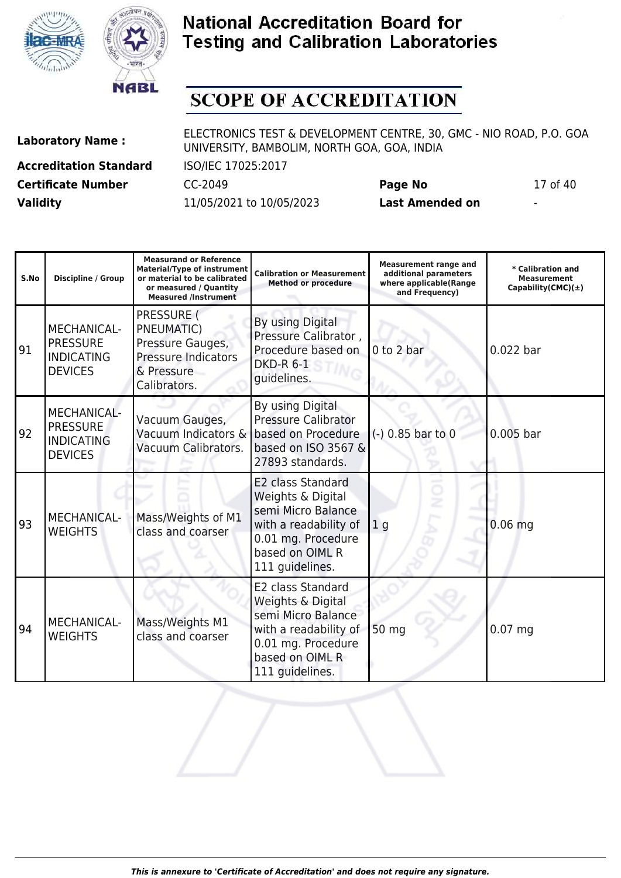# National Accreditation Board for Testing and Calibration Laboratories

## SCOPE OF ACCREDITATION

**Laboratory Name :** ELECTRONICS TEST & DEVELOPMENT CENTRE, 30, GMC - NIO ROAD, P.O. GOA UNIVERSITY, BAMBOLIM, NORTH GOA, GOA, INDIA

**Accreditation Standard** ISO/IEC 17025:2017

**Certificate Number** CC-2049 **Page No** 17 of 40

**Validity** 11/05/2021 to 10/05/2023 **Last Amended on** -

| S.No | Discipline / Group | Measurand or Reference Material/Type of instrument or material to be calibrated or measured / Quantity Measured /Instrument | Calibration or Measurement Method or procedure | Measurement range and additional parameters where applicable(Range and Frequency) | * Calibration and Measurement Capability(CMC)(±) |
|---|---|---|---|---|---|
| 91 | MECHANICAL- PRESSURE INDICATING DEVICES | PRESSURE ( PNEUMATIC) Pressure Gauges, Pressure Indicators & Pressure Calibrators. | By using Digital Pressure Calibrator , Procedure based on DKD-R 6-1 guidelines. | 0 to 2 bar | 0.022 bar |
| 92 | MECHANICAL- PRESSURE INDICATING DEVICES | Vacuum Gauges, Vacuum Indicators & Vacuum Calibrators. | By using Digital Pressure Calibrator based on Procedure based on ISO 3567 & 27893 standards. | (-) 0.85 bar to 0 | 0.005 bar |
| 93 | MECHANICAL- WEIGHTS | Mass/Weights of M1 class and coarser | E2 class Standard Weights & Digital semi Micro Balance with a readability of 0.01 mg. Procedure based on OIML R 111 guidelines. | 1 g | 0.06 mg |
| 94 | MECHANICAL- WEIGHTS | Mass/Weights M1 class and coarser | E2 class Standard Weights & Digital semi Micro Balance with a readability of 0.01 mg. Procedure based on OIML R 111 guidelines. | 50 mg | 0.07 mg |

*This is annexure to 'Certificate of Accreditation' and does not require any signature.*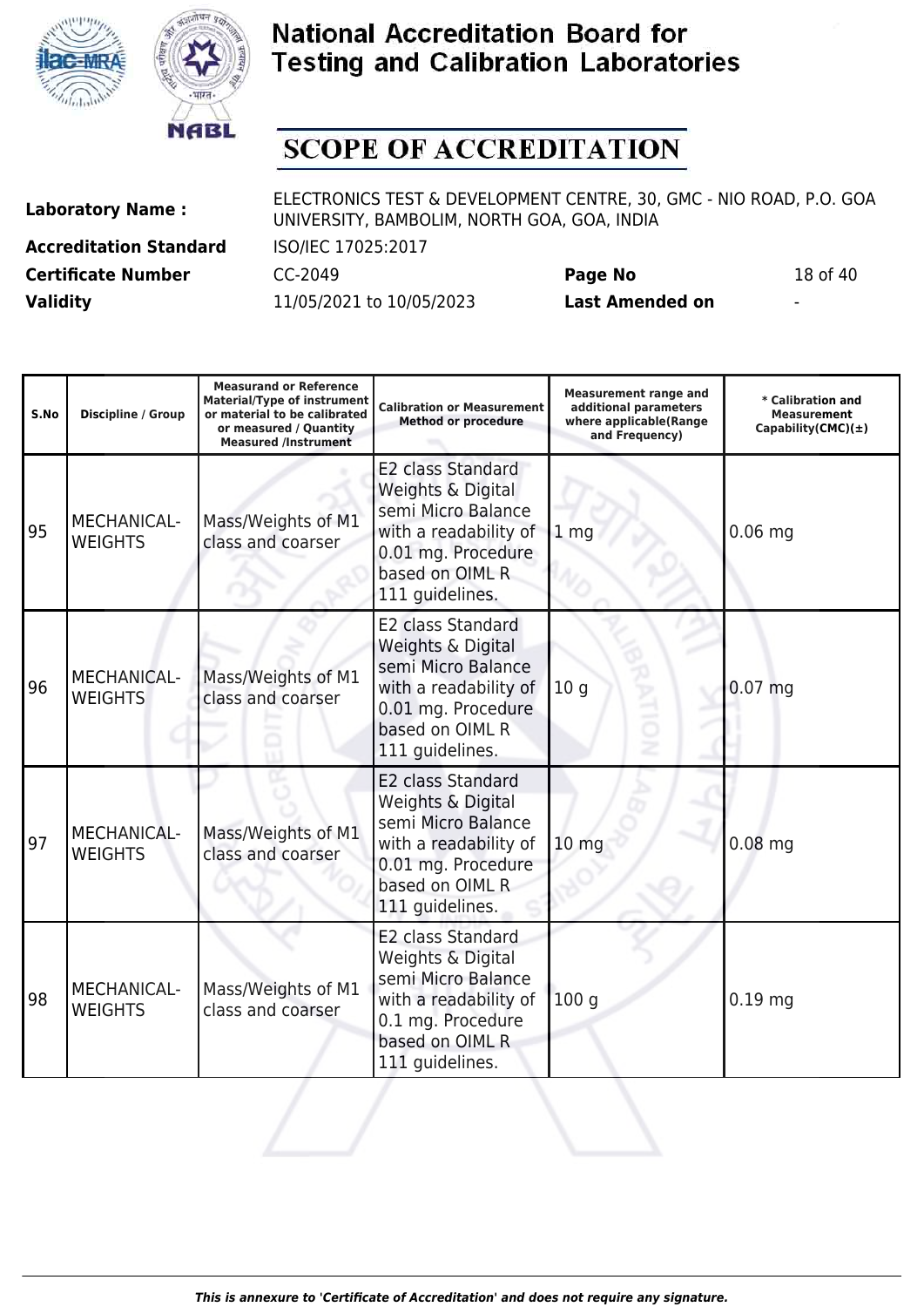# National Accreditation Board for Testing and Calibration Laboratories

## SCOPE OF ACCREDITATION

| | | | |
|---|---|---|---|
| **Laboratory Name :** | ELECTRONICS TEST & DEVELOPMENT CENTRE, 30, GMC - NIO ROAD, P.O. GOA UNIVERSITY, BAMBOLIM, NORTH GOA, GOA, INDIA | | |
| **Accreditation Standard** | ISO/IEC 17025:2017 | | |
| **Certificate Number** | CC-2049 | **Page No** | 18 of 40 |
| **Validity** | 11/05/2021 to 10/05/2023 | **Last Amended on** | - |

| S.No | Discipline / Group | Measurand or Reference Material/Type of instrument or material to be calibrated or measured / Quantity Measured /Instrument | Calibration or Measurement Method or procedure | Measurement range and additional parameters where applicable(Range and Frequency) | * Calibration and Measurement Capability(CMC)(±) |
|---|---|---|---|---|---|
| 95 | MECHANICAL- WEIGHTS | Mass/Weights of M1 class and coarser | E2 class Standard Weights & Digital semi Micro Balance with a readability of 0.01 mg. Procedure based on OIML R 111 guidelines. | 1 mg | 0.06 mg |
| 96 | MECHANICAL- WEIGHTS | Mass/Weights of M1 class and coarser | E2 class Standard Weights & Digital semi Micro Balance with a readability of 0.01 mg. Procedure based on OIML R 111 guidelines. | 10 g | 0.07 mg |
| 97 | MECHANICAL- WEIGHTS | Mass/Weights of M1 class and coarser | E2 class Standard Weights & Digital semi Micro Balance with a readability of 0.01 mg. Procedure based on OIML R 111 guidelines. | 10 mg | 0.08 mg |
| 98 | MECHANICAL- WEIGHTS | Mass/Weights of M1 class and coarser | E2 class Standard Weights & Digital semi Micro Balance with a readability of 0.1 mg. Procedure based on OIML R 111 guidelines. | 100 g | 0.19 mg |

*This is annexure to 'Certificate of Accreditation' and does not require any signature.*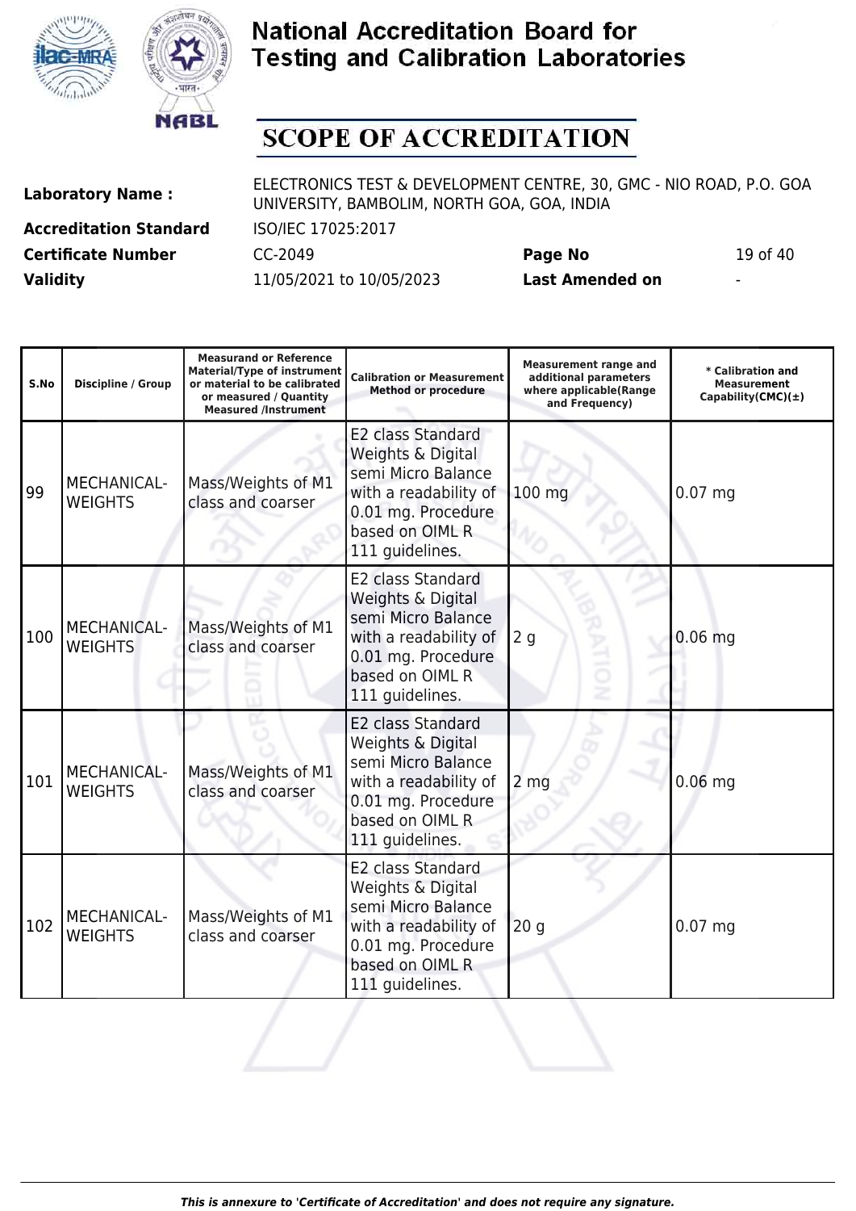# National Accreditation Board for Testing and Calibration Laboratories

## SCOPE OF ACCREDITATION

**Laboratory Name :** ELECTRONICS TEST & DEVELOPMENT CENTRE, 30, GMC - NIO ROAD, P.O. GOA UNIVERSITY, BAMBOLIM, NORTH GOA, GOA, INDIA

**Accreditation Standard** ISO/IEC 17025:2017

**Certificate Number** CC-2049 **Page No** 19 of 40

**Validity** 11/05/2021 to 10/05/2023 **Last Amended on** -

| S.No | Discipline / Group | Measurand or Reference Material/Type of instrument or material to be calibrated or measured / Quantity Measured /Instrument | Calibration or Measurement Method or procedure | Measurement range and additional parameters where applicable(Range and Frequency) | * Calibration and Measurement Capability(CMC)(±) |
|---|---|---|---|---|---|
| 99 | MECHANICAL- WEIGHTS | Mass/Weights of M1 class and coarser | E2 class Standard Weights & Digital semi Micro Balance with a readability of 0.01 mg. Procedure based on OIML R 111 guidelines. | 100 mg | 0.07 mg |
| 100 | MECHANICAL- WEIGHTS | Mass/Weights of M1 class and coarser | E2 class Standard Weights & Digital semi Micro Balance with a readability of 0.01 mg. Procedure based on OIML R 111 guidelines. | 2 g | 0.06 mg |
| 101 | MECHANICAL- WEIGHTS | Mass/Weights of M1 class and coarser | E2 class Standard Weights & Digital semi Micro Balance with a readability of 0.01 mg. Procedure based on OIML R 111 guidelines. | 2 mg | 0.06 mg |
| 102 | MECHANICAL- WEIGHTS | Mass/Weights of M1 class and coarser | E2 class Standard Weights & Digital semi Micro Balance with a readability of 0.01 mg. Procedure based on OIML R 111 guidelines. | 20 g | 0.07 mg |

*This is annexure to 'Certificate of Accreditation' and does not require any signature.*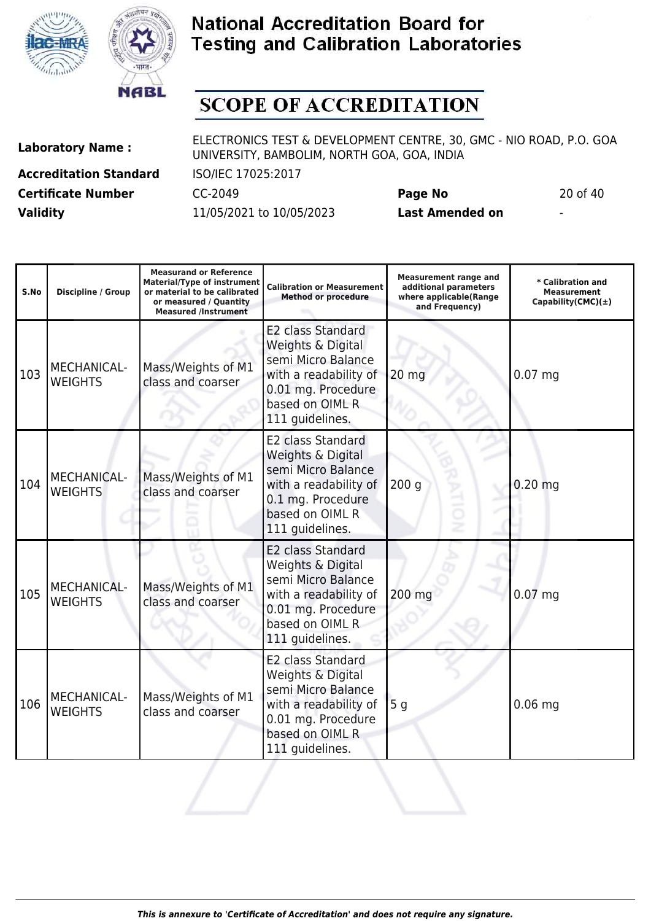# National Accreditation Board for Testing and Calibration Laboratories

## SCOPE OF ACCREDITATION

| | | | |
|---|---|---|---|
| **Laboratory Name :** | ELECTRONICS TEST & DEVELOPMENT CENTRE, 30, GMC - NIO ROAD, P.O. GOA UNIVERSITY, BAMBOLIM, NORTH GOA, GOA, INDIA | | |
| **Accreditation Standard** | ISO/IEC 17025:2017 | | |
| **Certificate Number** | CC-2049 | **Page No** | 20 of 40 |
| **Validity** | 11/05/2021 to 10/05/2023 | **Last Amended on** | - |

| S.No | Discipline / Group | Measurand or Reference Material/Type of instrument or material to be calibrated or measured / Quantity Measured /Instrument | Calibration or Measurement Method or procedure | Measurement range and additional parameters where applicable(Range and Frequency) | * Calibration and Measurement Capability(CMC)(±) |
|---|---|---|---|---|---|
| 103 | MECHANICAL-WEIGHTS | Mass/Weights of M1 class and coarser | E2 class Standard Weights & Digital semi Micro Balance with a readability of 0.01 mg. Procedure based on OIML R 111 guidelines. | 20 mg | 0.07 mg |
| 104 | MECHANICAL-WEIGHTS | Mass/Weights of M1 class and coarser | E2 class Standard Weights & Digital semi Micro Balance with a readability of 0.1 mg. Procedure based on OIML R 111 guidelines. | 200 g | 0.20 mg |
| 105 | MECHANICAL-WEIGHTS | Mass/Weights of M1 class and coarser | E2 class Standard Weights & Digital semi Micro Balance with a readability of 0.01 mg. Procedure based on OIML R 111 guidelines. | 200 mg | 0.07 mg |
| 106 | MECHANICAL-WEIGHTS | Mass/Weights of M1 class and coarser | E2 class Standard Weights & Digital semi Micro Balance with a readability of 0.01 mg. Procedure based on OIML R 111 guidelines. | 5 g | 0.06 mg |

*This is annexure to 'Certificate of Accreditation' and does not require any signature.*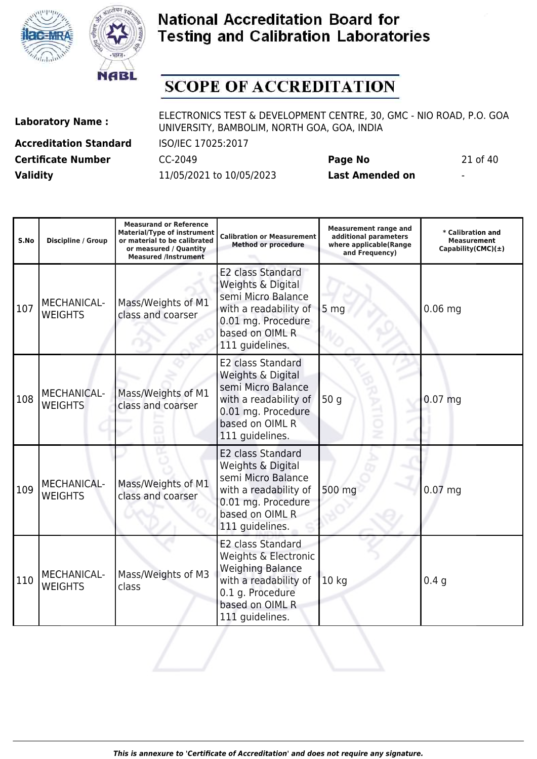# SCOPE OF ACCREDITATION

| | | | |
|---|---|---|---|
| **Laboratory Name :** | ELECTRONICS TEST & DEVELOPMENT CENTRE, 30, GMC - NIO ROAD, P.O. GOA UNIVERSITY, BAMBOLIM, NORTH GOA, GOA, INDIA | | |
| **Accreditation Standard** | ISO/IEC 17025:2017 | | |
| **Certificate Number** | CC-2049 | **Page No** | 21 of 40 |
| **Validity** | 11/05/2021 to 10/05/2023 | **Last Amended on** | - |

| S.No | Discipline / Group | Measurand or Reference Material/Type of instrument or material to be calibrated or measured / Quantity Measured /Instrument | Calibration or Measurement Method or procedure | Measurement range and additional parameters where applicable(Range and Frequency) | * Calibration and Measurement Capability(CMC)(±) |
|---|---|---|---|---|---|
| 107 | MECHANICAL- WEIGHTS | Mass/Weights of M1 class and coarser | E2 class Standard Weights & Digital semi Micro Balance with a readability of 0.01 mg. Procedure based on OIML R 111 guidelines. | 5 mg | 0.06 mg |
| 108 | MECHANICAL- WEIGHTS | Mass/Weights of M1 class and coarser | E2 class Standard Weights & Digital semi Micro Balance with a readability of 0.01 mg. Procedure based on OIML R 111 guidelines. | 50 g | 0.07 mg |
| 109 | MECHANICAL- WEIGHTS | Mass/Weights of M1 class and coarser | E2 class Standard Weights & Digital semi Micro Balance with a readability of 0.01 mg. Procedure based on OIML R 111 guidelines. | 500 mg | 0.07 mg |
| 110 | MECHANICAL- WEIGHTS | Mass/Weights of M3 class | E2 class Standard Weights & Electronic Weighing Balance with a readability of 0.1 g. Procedure based on OIML R 111 guidelines. | 10 kg | 0.4 g |

*This is annexure to 'Certificate of Accreditation' and does not require any signature.*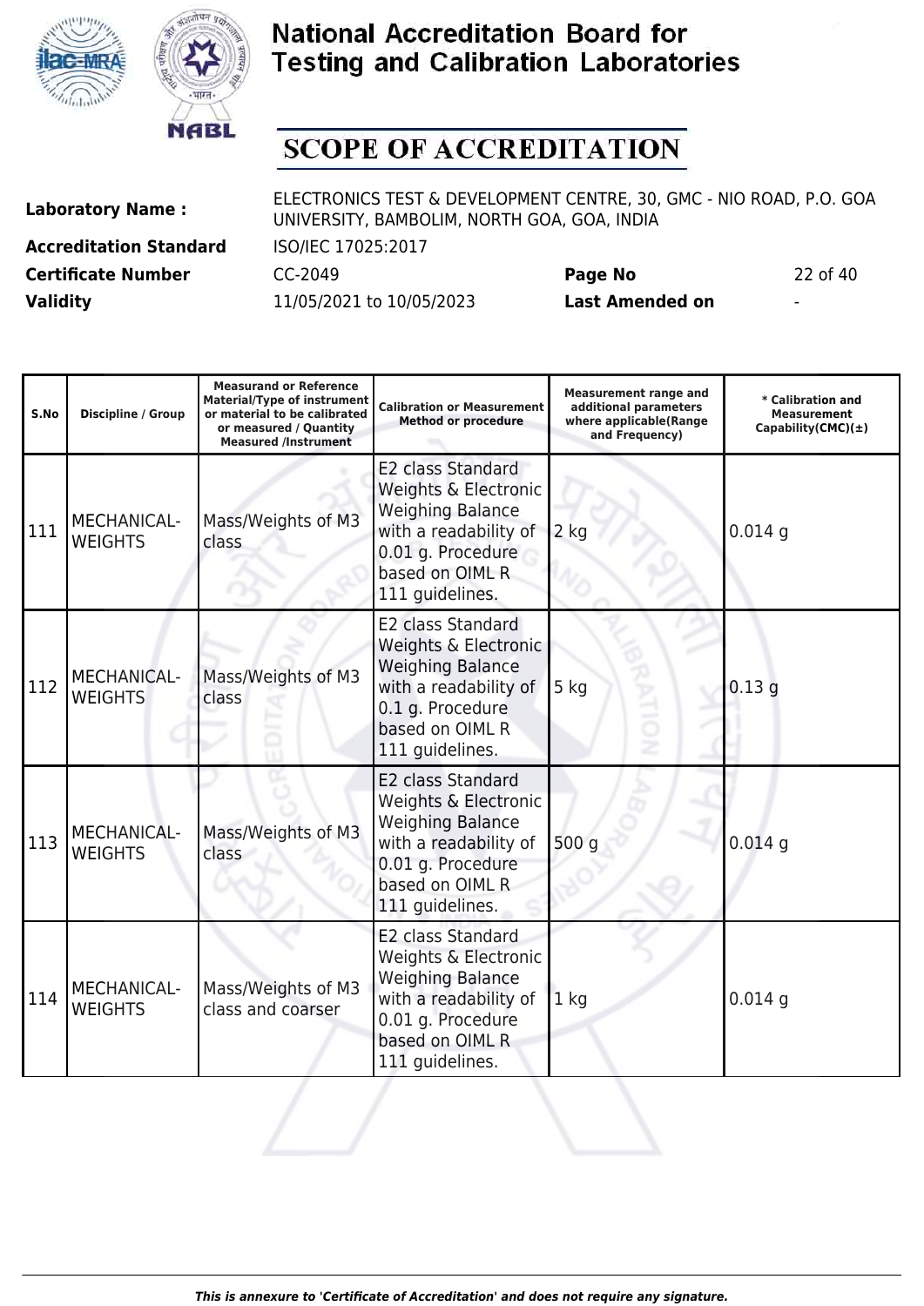# National Accreditation Board for Testing and Calibration Laboratories

## SCOPE OF ACCREDITATION

**Laboratory Name :** ELECTRONICS TEST & DEVELOPMENT CENTRE, 30, GMC - NIO ROAD, P.O. GOA UNIVERSITY, BAMBOLIM, NORTH GOA, GOA, INDIA

**Accreditation Standard** ISO/IEC 17025:2017

**Certificate Number** CC-2049 **Page No** 22 of 40

**Validity** 11/05/2021 to 10/05/2023 **Last Amended on** -

| S.No | Discipline / Group | Measurand or Reference Material/Type of instrument or material to be calibrated or measured / Quantity Measured /Instrument | Calibration or Measurement Method or procedure | Measurement range and additional parameters where applicable(Range and Frequency) | * Calibration and Measurement Capability(CMC)(±) |
|---|---|---|---|---|---|
| 111 | MECHANICAL-WEIGHTS | Mass/Weights of M3 class | E2 class Standard Weights & Electronic Weighing Balance with a readability of 0.01 g. Procedure based on OIML R 111 guidelines. | 2 kg | 0.014 g |
| 112 | MECHANICAL-WEIGHTS | Mass/Weights of M3 class | E2 class Standard Weights & Electronic Weighing Balance with a readability of 0.1 g. Procedure based on OIML R 111 guidelines. | 5 kg | 0.13 g |
| 113 | MECHANICAL-WEIGHTS | Mass/Weights of M3 class | E2 class Standard Weights & Electronic Weighing Balance with a readability of 0.01 g. Procedure based on OIML R 111 guidelines. | 500 g | 0.014 g |
| 114 | MECHANICAL-WEIGHTS | Mass/Weights of M3 class and coarser | E2 class Standard Weights & Electronic Weighing Balance with a readability of 0.01 g. Procedure based on OIML R 111 guidelines. | 1 kg | 0.014 g |

*This is annexure to 'Certificate of Accreditation' and does not require any signature.*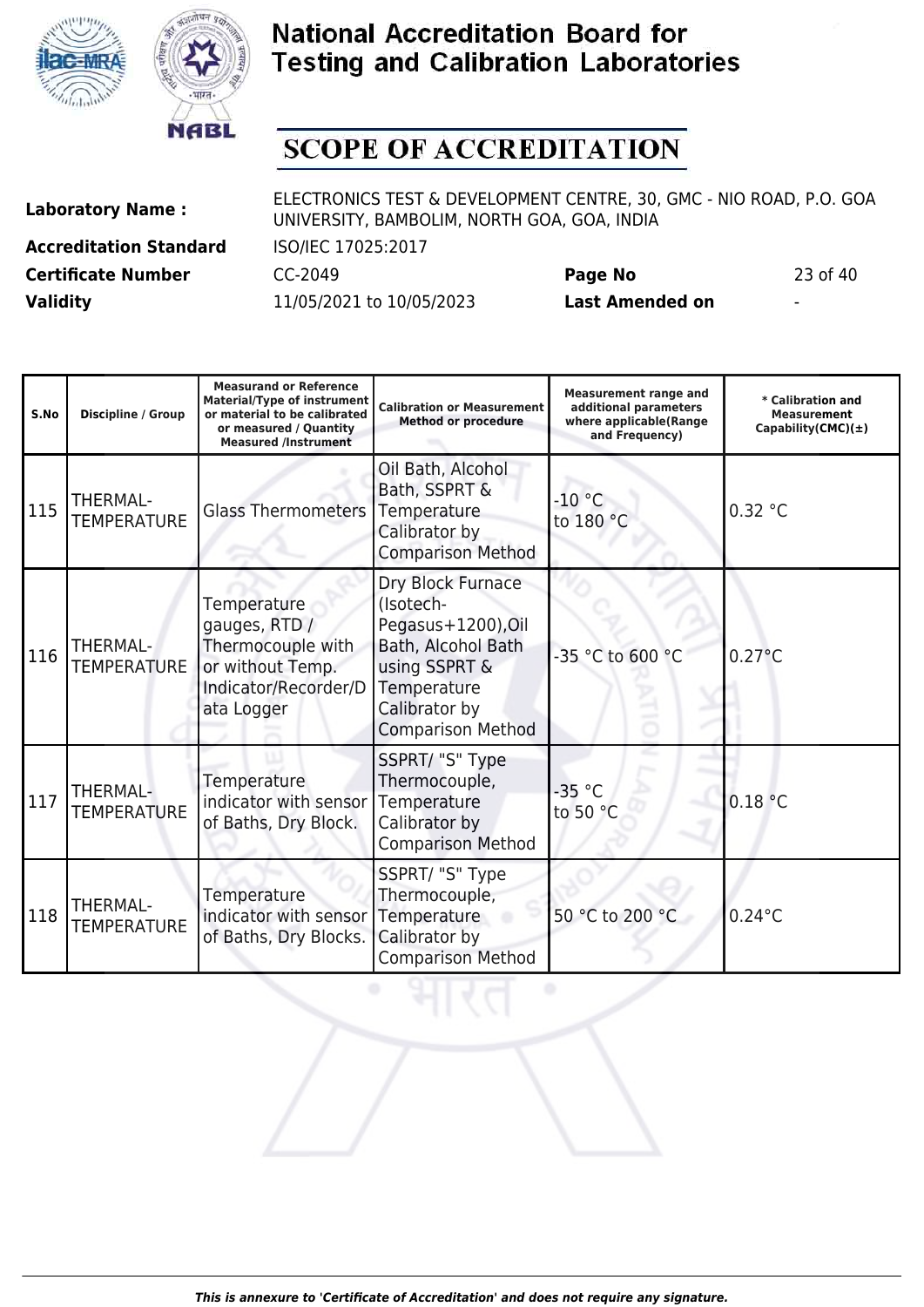# National Accreditation Board for Testing and Calibration Laboratories

## SCOPE OF ACCREDITATION

**Laboratory Name :** ELECTRONICS TEST & DEVELOPMENT CENTRE, 30, GMC - NIO ROAD, P.O. GOA UNIVERSITY, BAMBOLIM, NORTH GOA, GOA, INDIA

**Accreditation Standard** ISO/IEC 17025:2017

**Certificate Number** CC-2049 **Page No** 23 of 40

**Validity** 11/05/2021 to 10/05/2023 **Last Amended on** -

| S.No | Discipline / Group | Measurand or Reference Material/Type of instrument or material to be calibrated or measured / Quantity Measured /Instrument | Calibration or Measurement Method or procedure | Measurement range and additional parameters where applicable(Range and Frequency) | * Calibration and Measurement Capability(CMC)(±) |
|---|---|---|---|---|---|
| 115 | THERMAL- TEMPERATURE | Glass Thermometers | Oil Bath, Alcohol Bath, SSPRT & Temperature Calibrator by Comparison Method | -10 °C to 180 °C | 0.32 °C |
| 116 | THERMAL- TEMPERATURE | Temperature gauges, RTD / Thermocouple with or without Temp. Indicator/Recorder/Data Logger | Dry Block Furnace (Isotech-Pegasus+1200),Oil Bath, Alcohol Bath using SSPRT & Temperature Calibrator by Comparison Method | -35 °C to 600 °C | 0.27°C |
| 117 | THERMAL- TEMPERATURE | Temperature indicator with sensor of Baths, Dry Block. | SSPRT/ "S" Type Thermocouple, Temperature Calibrator by Comparison Method | -35 °C to 50 °C | 0.18 °C |
| 118 | THERMAL- TEMPERATURE | Temperature indicator with sensor of Baths, Dry Blocks. | SSPRT/ "S" Type Thermocouple, Temperature Calibrator by Comparison Method | 50 °C to 200 °C | 0.24°C |

*This is annexure to 'Certificate of Accreditation' and does not require any signature.*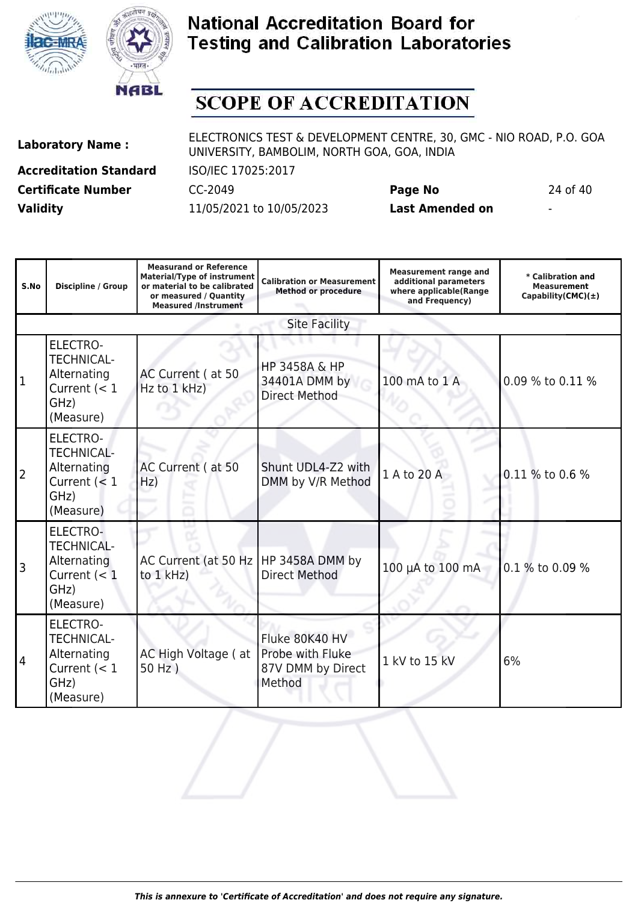# National Accreditation Board for Testing and Calibration Laboratories

## SCOPE OF ACCREDITATION

**Laboratory Name :** ELECTRONICS TEST & DEVELOPMENT CENTRE, 30, GMC - NIO ROAD, P.O. GOA UNIVERSITY, BAMBOLIM, NORTH GOA, GOA, INDIA

**Accreditation Standard** ISO/IEC 17025:2017

**Certificate Number** CC-2049 **Page No** 24 of 40

**Validity** 11/05/2021 to 10/05/2023 **Last Amended on** -

| S.No | Discipline / Group | Measurand or Reference Material/Type of instrument or material to be calibrated or measured / Quantity Measured /Instrument | Calibration or Measurement Method or procedure | Measurement range and additional parameters where applicable(Range and Frequency) | * Calibration and Measurement Capability(CMC)(±) |
|---|---|---|---|---|---|
| Site Facility | | | | | |
| 1 | ELECTRO-TECHNICAL- Alternating Current (< 1 GHz) (Measure) | AC Current ( at 50 Hz to 1 kHz) | HP 3458A & HP 34401A DMM by Direct Method | 100 mA to 1 A | 0.09 % to 0.11 % |
| 2 | ELECTRO-TECHNICAL- Alternating Current (< 1 GHz) (Measure) | AC Current ( at 50 Hz) | Shunt UDL4-Z2 with DMM by V/R Method | 1 A to 20 A | 0.11 % to 0.6 % |
| 3 | ELECTRO-TECHNICAL- Alternating Current (< 1 GHz) (Measure) | AC Current (at 50 Hz to 1 kHz) | HP 3458A DMM by Direct Method | 100 µA to 100 mA | 0.1 % to 0.09 % |
| 4 | ELECTRO-TECHNICAL- Alternating Current (< 1 GHz) (Measure) | AC High Voltage ( at 50 Hz ) | Fluke 80K40 HV Probe with Fluke 87V DMM by Direct Method | 1 kV to 15 kV | 6% |

*This is annexure to 'Certificate of Accreditation' and does not require any signature.*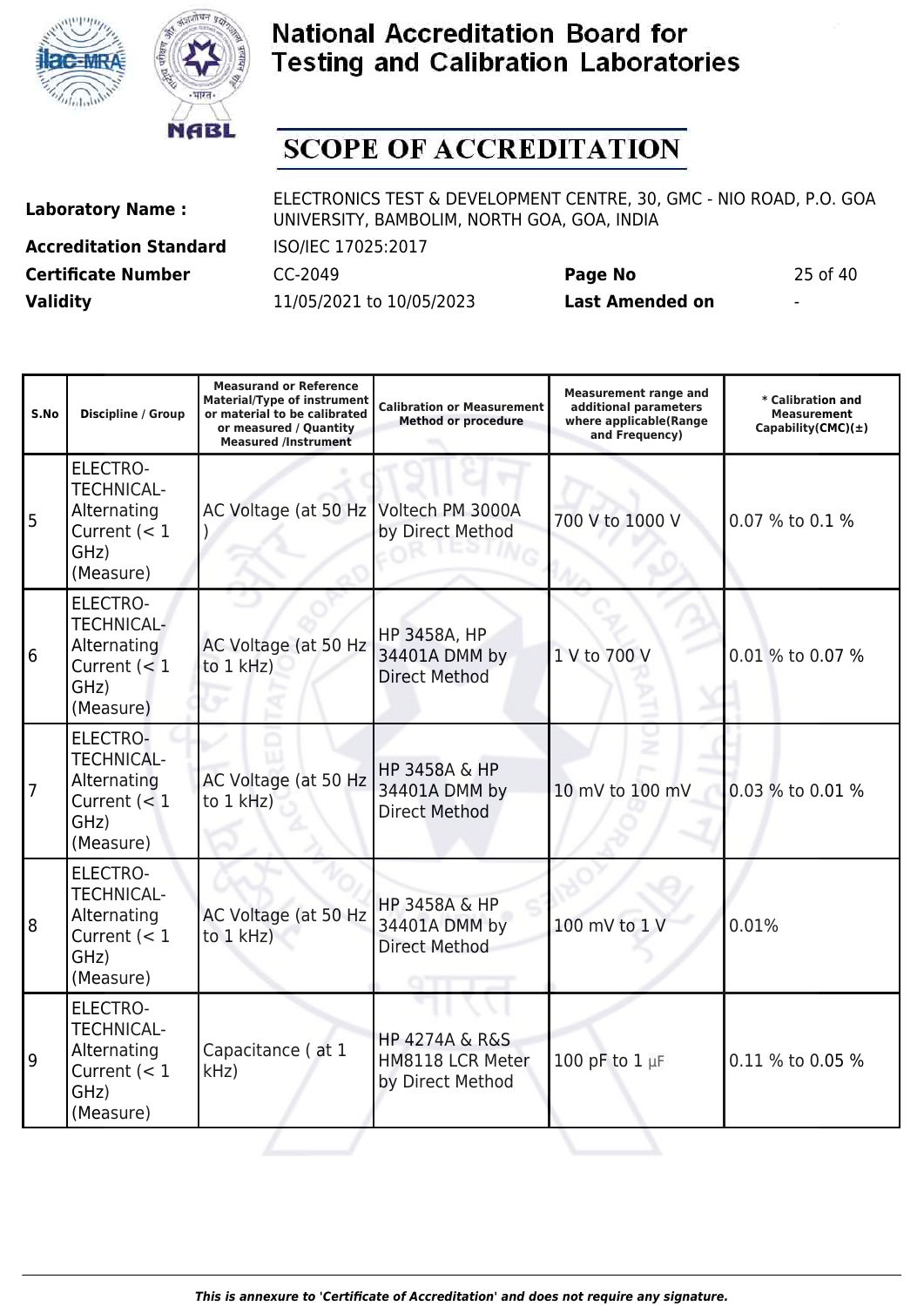# National Accreditation Board for Testing and Calibration Laboratories

## SCOPE OF ACCREDITATION

| | | | |
|---|---|---|---|
| **Laboratory Name :** | ELECTRONICS TEST & DEVELOPMENT CENTRE, 30, GMC - NIO ROAD, P.O. GOA UNIVERSITY, BAMBOLIM, NORTH GOA, GOA, INDIA | | |
| **Accreditation Standard** | ISO/IEC 17025:2017 | | |
| **Certificate Number** | CC-2049 | **Page No** | 25 of 40 |
| **Validity** | 11/05/2021 to 10/05/2023 | **Last Amended on** | - |

| S.No | Discipline / Group | Measurand or Reference Material/Type of instrument or material to be calibrated or measured / Quantity Measured /Instrument | Calibration or Measurement Method or procedure | Measurement range and additional parameters where applicable(Range and Frequency) | * Calibration and Measurement Capability(CMC)(±) |
|---|---|---|---|---|---|
| 5 | ELECTRO-TECHNICAL- Alternating Current (< 1 GHz) (Measure) | AC Voltage (at 50 Hz ) | Voltech PM 3000A by Direct Method | 700 V to 1000 V | 0.07 % to 0.1 % |
| 6 | ELECTRO-TECHNICAL- Alternating Current (< 1 GHz) (Measure) | AC Voltage (at 50 Hz to 1 kHz) | HP 3458A, HP 34401A DMM by Direct Method | 1 V to 700 V | 0.01 % to 0.07 % |
| 7 | ELECTRO-TECHNICAL- Alternating Current (< 1 GHz) (Measure) | AC Voltage (at 50 Hz to 1 kHz) | HP 3458A & HP 34401A DMM by Direct Method | 10 mV to 100 mV | 0.03 % to 0.01 % |
| 8 | ELECTRO-TECHNICAL- Alternating Current (< 1 GHz) (Measure) | AC Voltage (at 50 Hz to 1 kHz) | HP 3458A & HP 34401A DMM by Direct Method | 100 mV to 1 V | 0.01% |
| 9 | ELECTRO-TECHNICAL- Alternating Current (< 1 GHz) (Measure) | Capacitance ( at 1 kHz) | HP 4274A & R&S HM8118 LCR Meter by Direct Method | 100 pF to 1 µF | 0.11 % to 0.05 % |

*This is annexure to 'Certificate of Accreditation' and does not require any signature.*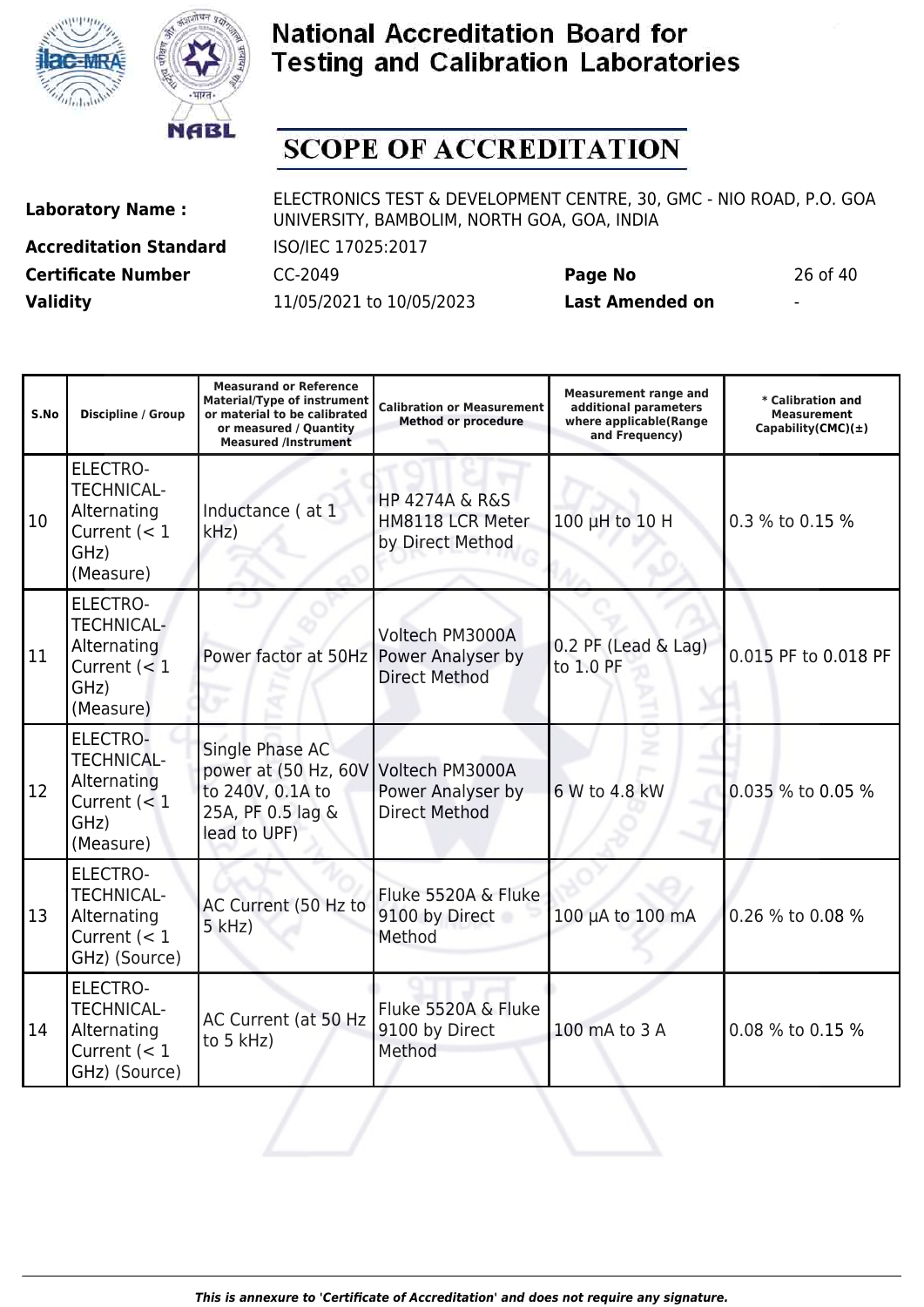# National Accreditation Board for Testing and Calibration Laboratories

## SCOPE OF ACCREDITATION

| | | | |
|---|---|---|---|
| **Laboratory Name :** | ELECTRONICS TEST & DEVELOPMENT CENTRE, 30, GMC - NIO ROAD, P.O. GOA UNIVERSITY, BAMBOLIM, NORTH GOA, GOA, INDIA | | |
| **Accreditation Standard** | ISO/IEC 17025:2017 | | |
| **Certificate Number** | CC-2049 | **Page No** | 26 of 40 |
| **Validity** | 11/05/2021 to 10/05/2023 | **Last Amended on** | - |

| S.No | Discipline / Group | Measurand or Reference Material/Type of instrument or material to be calibrated or measured / Quantity Measured /Instrument | Calibration or Measurement Method or procedure | Measurement range and additional parameters where applicable(Range and Frequency) | * Calibration and Measurement Capability(CMC)(±) |
|---|---|---|---|---|---|
| 10 | ELECTRO-TECHNICAL-Alternating Current (< 1 GHz) (Measure) | Inductance ( at 1 kHz) | HP 4274A & R&S HM8118 LCR Meter by Direct Method | 100 µH to 10 H | 0.3 % to 0.15 % |
| 11 | ELECTRO-TECHNICAL-Alternating Current (< 1 GHz) (Measure) | Power factor at 50Hz | Voltech PM3000A Power Analyser by Direct Method | 0.2 PF (Lead & Lag) to 1.0 PF | 0.015 PF to 0.018 PF |
| 12 | ELECTRO-TECHNICAL-Alternating Current (< 1 GHz) (Measure) | Single Phase AC power at (50 Hz, 60V to 240V, 0.1A to 25A, PF 0.5 lag & lead to UPF) | Voltech PM3000A Power Analyser by Direct Method | 6 W to 4.8 kW | 0.035 % to 0.05 % |
| 13 | ELECTRO-TECHNICAL-Alternating Current (< 1 GHz) (Source) | AC Current (50 Hz to 5 kHz) | Fluke 5520A & Fluke 9100 by Direct Method | 100 µA to 100 mA | 0.26 % to 0.08 % |
| 14 | ELECTRO-TECHNICAL-Alternating Current (< 1 GHz) (Source) | AC Current (at 50 Hz to 5 kHz) | Fluke 5520A & Fluke 9100 by Direct Method | 100 mA to 3 A | 0.08 % to 0.15 % |

*This is annexure to 'Certificate of Accreditation' and does not require any signature.*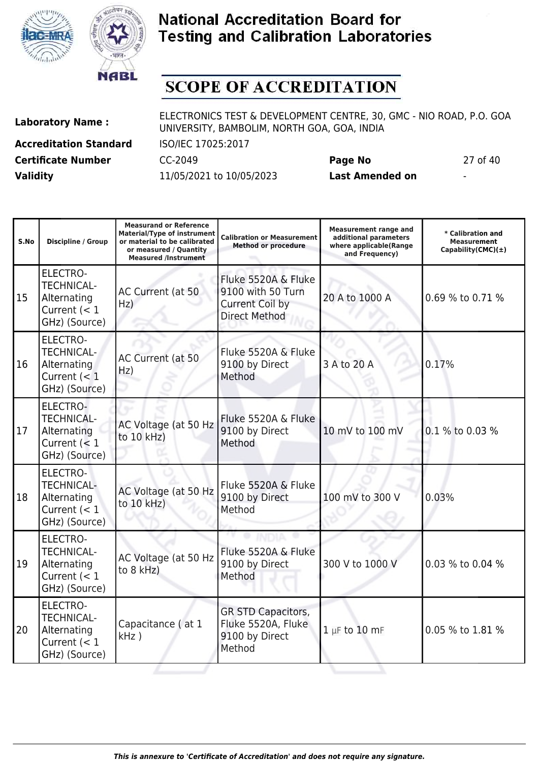# National Accreditation Board for Testing and Calibration Laboratories

## SCOPE OF ACCREDITATION

| | | | |
|---|---|---|---|
| **Laboratory Name :** | ELECTRONICS TEST & DEVELOPMENT CENTRE, 30, GMC - NIO ROAD, P.O. GOA UNIVERSITY, BAMBOLIM, NORTH GOA, GOA, INDIA | | |
| **Accreditation Standard** | ISO/IEC 17025:2017 | | |
| **Certificate Number** | CC-2049 | **Page No** | 27 of 40 |
| **Validity** | 11/05/2021 to 10/05/2023 | **Last Amended on** | - |

| S.No | Discipline / Group | Measurand or Reference Material/Type of instrument or material to be calibrated or measured / Quantity Measured /Instrument | Calibration or Measurement Method or procedure | Measurement range and additional parameters where applicable(Range and Frequency) | * Calibration and Measurement Capability(CMC)(±) |
|---|---|---|---|---|---|
| 15 | ELECTRO-TECHNICAL-Alternating Current (< 1 GHz) (Source) | AC Current (at 50 Hz) | Fluke 5520A & Fluke 9100 with 50 Turn Current Coil by Direct Method | 20 A to 1000 A | 0.69 % to 0.71 % |
| 16 | ELECTRO-TECHNICAL-Alternating Current (< 1 GHz) (Source) | AC Current (at 50 Hz) | Fluke 5520A & Fluke 9100 by Direct Method | 3 A to 20 A | 0.17% |
| 17 | ELECTRO-TECHNICAL-Alternating Current (< 1 GHz) (Source) | AC Voltage (at 50 Hz to 10 kHz) | Fluke 5520A & Fluke 9100 by Direct Method | 10 mV to 100 mV | 0.1 % to 0.03 % |
| 18 | ELECTRO-TECHNICAL-Alternating Current (< 1 GHz) (Source) | AC Voltage (at 50 Hz to 10 kHz) | Fluke 5520A & Fluke 9100 by Direct Method | 100 mV to 300 V | 0.03% |
| 19 | ELECTRO-TECHNICAL-Alternating Current (< 1 GHz) (Source) | AC Voltage (at 50 Hz to 8 kHz) | Fluke 5520A & Fluke 9100 by Direct Method | 300 V to 1000 V | 0.03 % to 0.04 % |
| 20 | ELECTRO-TECHNICAL-Alternating Current (< 1 GHz) (Source) | Capacitance ( at 1 kHz ) | GR STD Capacitors, Fluke 5520A, Fluke 9100 by Direct Method | 1 µF to 10 mF | 0.05 % to 1.81 % |

*This is annexure to 'Certificate of Accreditation' and does not require any signature.*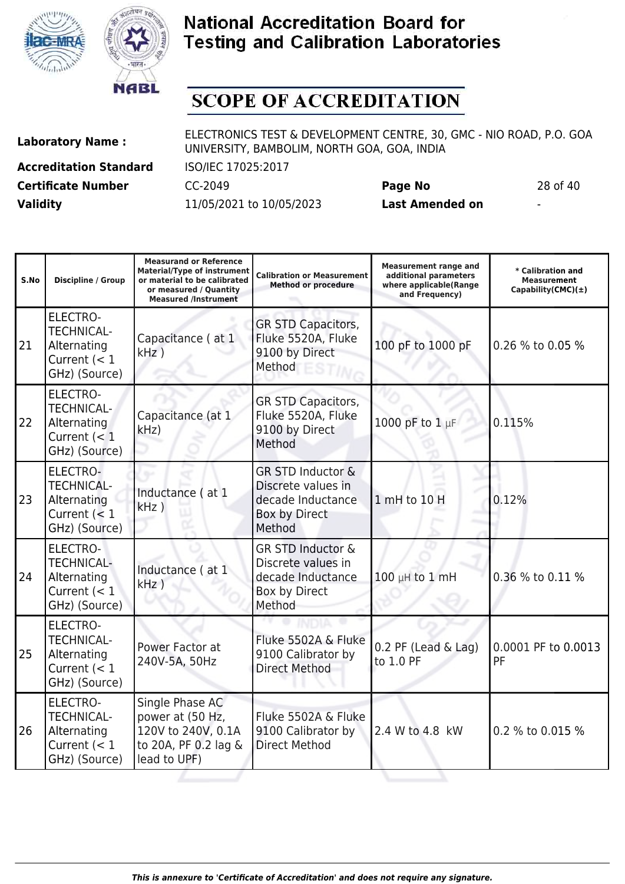# National Accreditation Board for Testing and Calibration Laboratories

# SCOPE OF ACCREDITATION

| | | | |
|---|---|---|---|
| **Laboratory Name :** | ELECTRONICS TEST & DEVELOPMENT CENTRE, 30, GMC - NIO ROAD, P.O. GOA UNIVERSITY, BAMBOLIM, NORTH GOA, GOA, INDIA | | |
| **Accreditation Standard** | ISO/IEC 17025:2017 | | |
| **Certificate Number** | CC-2049 | **Page No** | 28 of 40 |
| **Validity** | 11/05/2021 to 10/05/2023 | **Last Amended on** | - |

| S.No | Discipline / Group | Measurand or Reference Material/Type of instrument or material to be calibrated or measured / Quantity Measured /Instrument | Calibration or Measurement Method or procedure | Measurement range and additional parameters where applicable(Range and Frequency) | * Calibration and Measurement Capability(CMC)(±) |
|---|---|---|---|---|---|
| 21 | ELECTRO-TECHNICAL- Alternating Current (< 1 GHz) (Source) | Capacitance ( at 1 kHz ) | GR STD Capacitors, Fluke 5520A, Fluke 9100 by Direct Method | 100 pF to 1000 pF | 0.26 % to 0.05 % |
| 22 | ELECTRO-TECHNICAL- Alternating Current (< 1 GHz) (Source) | Capacitance (at 1 kHz) | GR STD Capacitors, Fluke 5520A, Fluke 9100 by Direct Method | 1000 pF to 1 µF | 0.115% |
| 23 | ELECTRO-TECHNICAL- Alternating Current (< 1 GHz) (Source) | Inductance ( at 1 kHz ) | GR STD Inductor & Discrete values in decade Inductance Box by Direct Method | 1 mH to 10 H | 0.12% |
| 24 | ELECTRO-TECHNICAL- Alternating Current (< 1 GHz) (Source) | Inductance ( at 1 kHz ) | GR STD Inductor & Discrete values in decade Inductance Box by Direct Method | 100 µH to 1 mH | 0.36 % to 0.11 % |
| 25 | ELECTRO-TECHNICAL- Alternating Current (< 1 GHz) (Source) | Power Factor at 240V-5A, 50Hz | Fluke 5502A & Fluke 9100 Calibrator by Direct Method | 0.2 PF (Lead & Lag) to 1.0 PF | 0.0001 PF to 0.0013 PF |
| 26 | ELECTRO-TECHNICAL- Alternating Current (< 1 GHz) (Source) | Single Phase AC power at (50 Hz, 120V to 240V, 0.1A to 20A, PF 0.2 lag & lead to UPF) | Fluke 5502A & Fluke 9100 Calibrator by Direct Method | 2.4 W to 4.8 kW | 0.2 % to 0.015 % |

*This is annexure to 'Certificate of Accreditation' and does not require any signature.*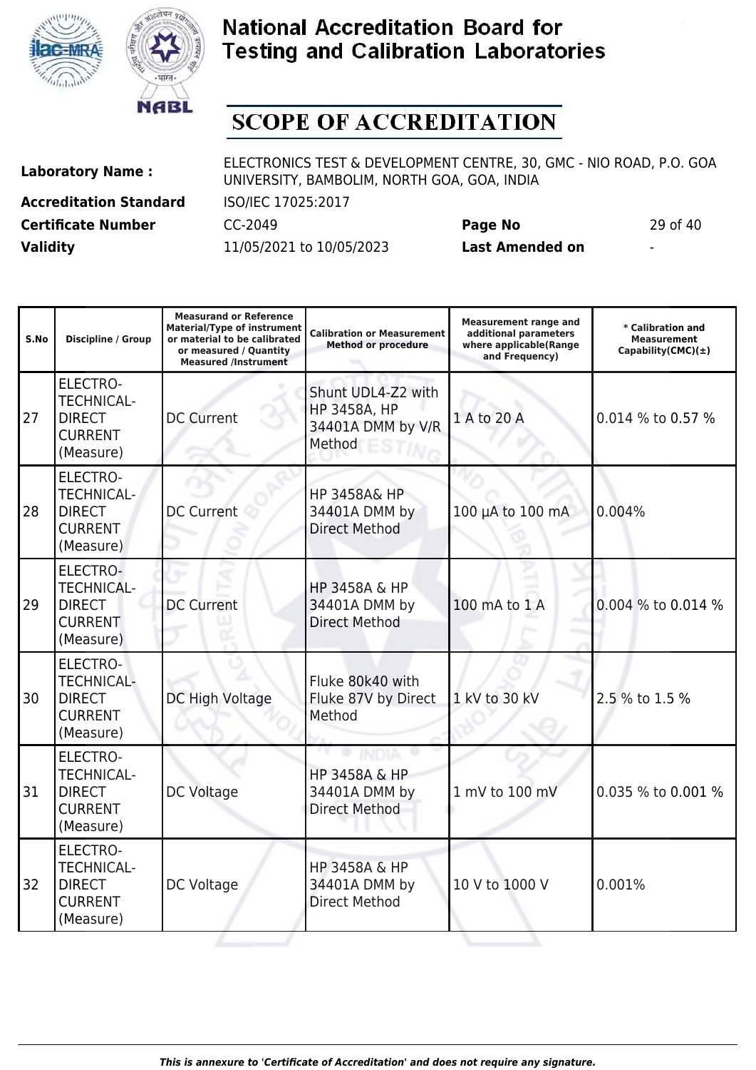# National Accreditation Board for Testing and Calibration Laboratories

## SCOPE OF ACCREDITATION

| | | | |
|---|---|---|---|
| **Laboratory Name :** | ELECTRONICS TEST & DEVELOPMENT CENTRE, 30, GMC - NIO ROAD, P.O. GOA UNIVERSITY, BAMBOLIM, NORTH GOA, GOA, INDIA | | |
| **Accreditation Standard** | ISO/IEC 17025:2017 | | |
| **Certificate Number** | CC-2049 | **Page No** | 29 of 40 |
| **Validity** | 11/05/2021 to 10/05/2023 | **Last Amended on** | - |

| S.No | Discipline / Group | Measurand or Reference Material/Type of instrument or material to be calibrated or measured / Quantity Measured /Instrument | Calibration or Measurement Method or procedure | Measurement range and additional parameters where applicable(Range and Frequency) | * Calibration and Measurement Capability(CMC)(±) |
|---|---|---|---|---|---|
| 27 | ELECTRO-TECHNICAL-DIRECT CURRENT (Measure) | DC Current | Shunt UDL4-Z2 with HP 3458A, HP 34401A DMM by V/R Method | 1 A to 20 A | 0.014 % to 0.57 % |
| 28 | ELECTRO-TECHNICAL-DIRECT CURRENT (Measure) | DC Current | HP 3458A& HP 34401A DMM by Direct Method | 100 µA to 100 mA | 0.004% |
| 29 | ELECTRO-TECHNICAL-DIRECT CURRENT (Measure) | DC Current | HP 3458A & HP 34401A DMM by Direct Method | 100 mA to 1 A | 0.004 % to 0.014 % |
| 30 | ELECTRO-TECHNICAL-DIRECT CURRENT (Measure) | DC High Voltage | Fluke 80k40 with Fluke 87V by Direct Method | 1 kV to 30 kV | 2.5 % to 1.5 % |
| 31 | ELECTRO-TECHNICAL-DIRECT CURRENT (Measure) | DC Voltage | HP 3458A & HP 34401A DMM by Direct Method | 1 mV to 100 mV | 0.035 % to 0.001 % |
| 32 | ELECTRO-TECHNICAL-DIRECT CURRENT (Measure) | DC Voltage | HP 3458A & HP 34401A DMM by Direct Method | 10 V to 1000 V | 0.001% |

*This is annexure to 'Certificate of Accreditation' and does not require any signature.*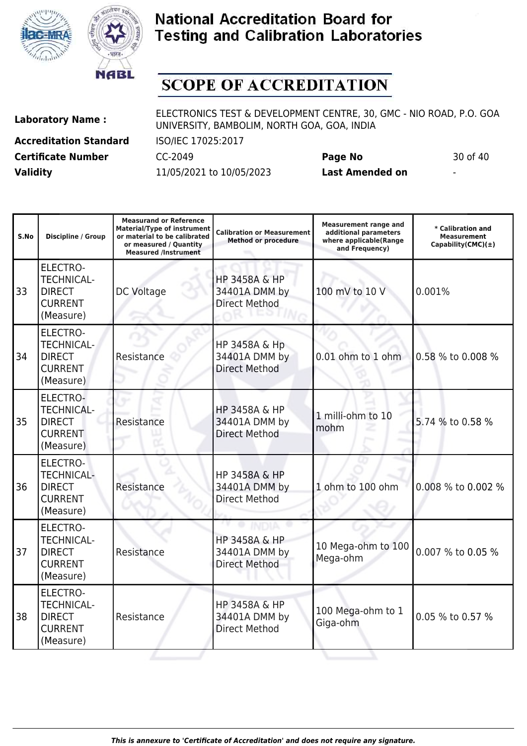# National Accreditation Board for Testing and Calibration Laboratories

## SCOPE OF ACCREDITATION

| | | | |
|---|---|---|---|
| **Laboratory Name :** | ELECTRONICS TEST & DEVELOPMENT CENTRE, 30, GMC - NIO ROAD, P.O. GOA UNIVERSITY, BAMBOLIM, NORTH GOA, GOA, INDIA | | |
| **Accreditation Standard** | ISO/IEC 17025:2017 | | |
| **Certificate Number** | CC-2049 | **Page No** | 30 of 40 |
| **Validity** | 11/05/2021 to 10/05/2023 | **Last Amended on** | - |

| S.No | Discipline / Group | Measurand or Reference Material/Type of instrument or material to be calibrated or measured / Quantity Measured /Instrument | Calibration or Measurement Method or procedure | Measurement range and additional parameters where applicable(Range and Frequency) | * Calibration and Measurement Capability(CMC)(±) |
|---|---|---|---|---|---|
| 33 | ELECTRO-TECHNICAL- DIRECT CURRENT (Measure) | DC Voltage | HP 3458A & HP 34401A DMM by Direct Method | 100 mV to 10 V | 0.001% |
| 34 | ELECTRO-TECHNICAL- DIRECT CURRENT (Measure) | Resistance | HP 3458A & Hp 34401A DMM by Direct Method | 0.01 ohm to 1 ohm | 0.58 % to 0.008 % |
| 35 | ELECTRO-TECHNICAL- DIRECT CURRENT (Measure) | Resistance | HP 3458A & HP 34401A DMM by Direct Method | 1 milli-ohm to 10 mohm | 5.74 % to 0.58 % |
| 36 | ELECTRO-TECHNICAL- DIRECT CURRENT (Measure) | Resistance | HP 3458A & HP 34401A DMM by Direct Method | 1 ohm to 100 ohm | 0.008 % to 0.002 % |
| 37 | ELECTRO-TECHNICAL- DIRECT CURRENT (Measure) | Resistance | HP 3458A & HP 34401A DMM by Direct Method | 10 Mega-ohm to 100 Mega-ohm | 0.007 % to 0.05 % |
| 38 | ELECTRO-TECHNICAL- DIRECT CURRENT (Measure) | Resistance | HP 3458A & HP 34401A DMM by Direct Method | 100 Mega-ohm to 1 Giga-ohm | 0.05 % to 0.57 % |

*This is annexure to 'Certificate of Accreditation' and does not require any signature.*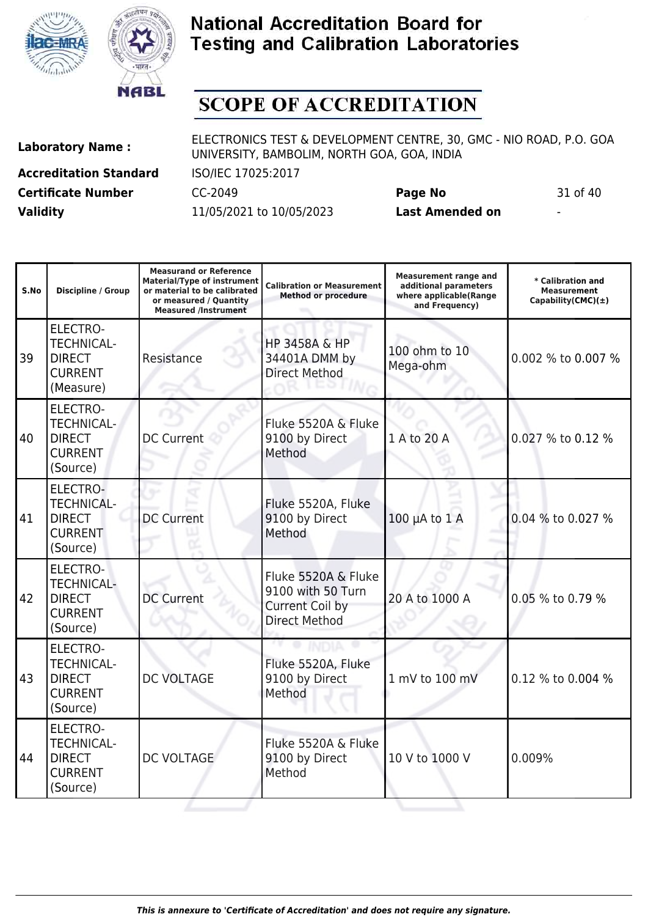# National Accreditation Board for Testing and Calibration Laboratories

## SCOPE OF ACCREDITATION

| | | | |
|---|---|---|---|
| **Laboratory Name :** | ELECTRONICS TEST & DEVELOPMENT CENTRE, 30, GMC - NIO ROAD, P.O. GOA UNIVERSITY, BAMBOLIM, NORTH GOA, GOA, INDIA | | |
| **Accreditation Standard** | ISO/IEC 17025:2017 | | |
| **Certificate Number** | CC-2049 | **Page No** | 31 of 40 |
| **Validity** | 11/05/2021 to 10/05/2023 | **Last Amended on** | - |

| S.No | Discipline / Group | Measurand or Reference Material/Type of instrument or material to be calibrated or measured / Quantity Measured /Instrument | Calibration or Measurement Method or procedure | Measurement range and additional parameters where applicable(Range and Frequency) | * Calibration and Measurement Capability(CMC)(±) |
|---|---|---|---|---|---|
| 39 | ELECTRO-TECHNICAL-DIRECT CURRENT (Measure) | Resistance | HP 3458A & HP 34401A DMM by Direct Method | 100 ohm to 10 Mega-ohm | 0.002 % to 0.007 % |
| 40 | ELECTRO-TECHNICAL-DIRECT CURRENT (Source) | DC Current | Fluke 5520A & Fluke 9100 by Direct Method | 1 A to 20 A | 0.027 % to 0.12 % |
| 41 | ELECTRO-TECHNICAL-DIRECT CURRENT (Source) | DC Current | Fluke 5520A, Fluke 9100 by Direct Method | 100 µA to 1 A | 0.04 % to 0.027 % |
| 42 | ELECTRO-TECHNICAL-DIRECT CURRENT (Source) | DC Current | Fluke 5520A & Fluke 9100 with 50 Turn Current Coil by Direct Method | 20 A to 1000 A | 0.05 % to 0.79 % |
| 43 | ELECTRO-TECHNICAL-DIRECT CURRENT (Source) | DC VOLTAGE | Fluke 5520A, Fluke 9100 by Direct Method | 1 mV to 100 mV | 0.12 % to 0.004 % |
| 44 | ELECTRO-TECHNICAL-DIRECT CURRENT (Source) | DC VOLTAGE | Fluke 5520A & Fluke 9100 by Direct Method | 10 V to 1000 V | 0.009% |

*This is annexure to 'Certificate of Accreditation' and does not require any signature.*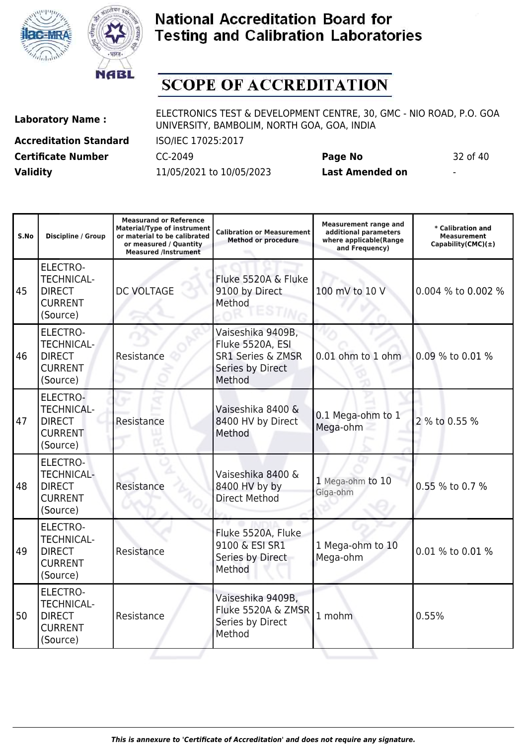# National Accreditation Board for Testing and Calibration Laboratories

## SCOPE OF ACCREDITATION

| | | | | |
|---|---|---|---|---|
| **Laboratory Name :** | ELECTRONICS TEST & DEVELOPMENT CENTRE, 30, GMC - NIO ROAD, P.O. GOA UNIVERSITY, BAMBOLIM, NORTH GOA, GOA, INDIA | | | |
| **Accreditation Standard** | ISO/IEC 17025:2017 | | | |
| **Certificate Number** | CC-2049 | **Page No** | 32 of 40 | |
| **Validity** | 11/05/2021 to 10/05/2023 | **Last Amended on** | - | |

| S.No | Discipline / Group | Measurand or Reference Material/Type of instrument or material to be calibrated or measured / Quantity Measured /Instrument | Calibration or Measurement Method or procedure | Measurement range and additional parameters where applicable(Range and Frequency) | * Calibration and Measurement Capability(CMC)(±) |
|---|---|---|---|---|---|
| 45 | ELECTRO-TECHNICAL-DIRECT CURRENT (Source) | DC VOLTAGE | Fluke 5520A & Fluke 9100 by Direct Method | 100 mV to 10 V | 0.004 % to 0.002 % |
| 46 | ELECTRO-TECHNICAL-DIRECT CURRENT (Source) | Resistance | Vaiseshika 9409B, Fluke 5520A, ESI SR1 Series & ZMSR Series by Direct Method | 0.01 ohm to 1 ohm | 0.09 % to 0.01 % |
| 47 | ELECTRO-TECHNICAL-DIRECT CURRENT (Source) | Resistance | Vaiseshika 8400 & 8400 HV by Direct Method | 0.1 Mega-ohm to 1 Mega-ohm | 2 % to 0.55 % |
| 48 | ELECTRO-TECHNICAL-DIRECT CURRENT (Source) | Resistance | Vaiseshika 8400 & 8400 HV by by Direct Method | 1 Mega-ohm to 10 Giga-ohm | 0.55 % to 0.7 % |
| 49 | ELECTRO-TECHNICAL-DIRECT CURRENT (Source) | Resistance | Fluke 5520A, Fluke 9100 & ESI SR1 Series by Direct Method | 1 Mega-ohm to 10 Mega-ohm | 0.01 % to 0.01 % |
| 50 | ELECTRO-TECHNICAL-DIRECT CURRENT (Source) | Resistance | Vaiseshika 9409B, Fluke 5520A & ZMSR Series by Direct Method | 1 mohm | 0.55% |

*This is annexure to 'Certificate of Accreditation' and does not require any signature.*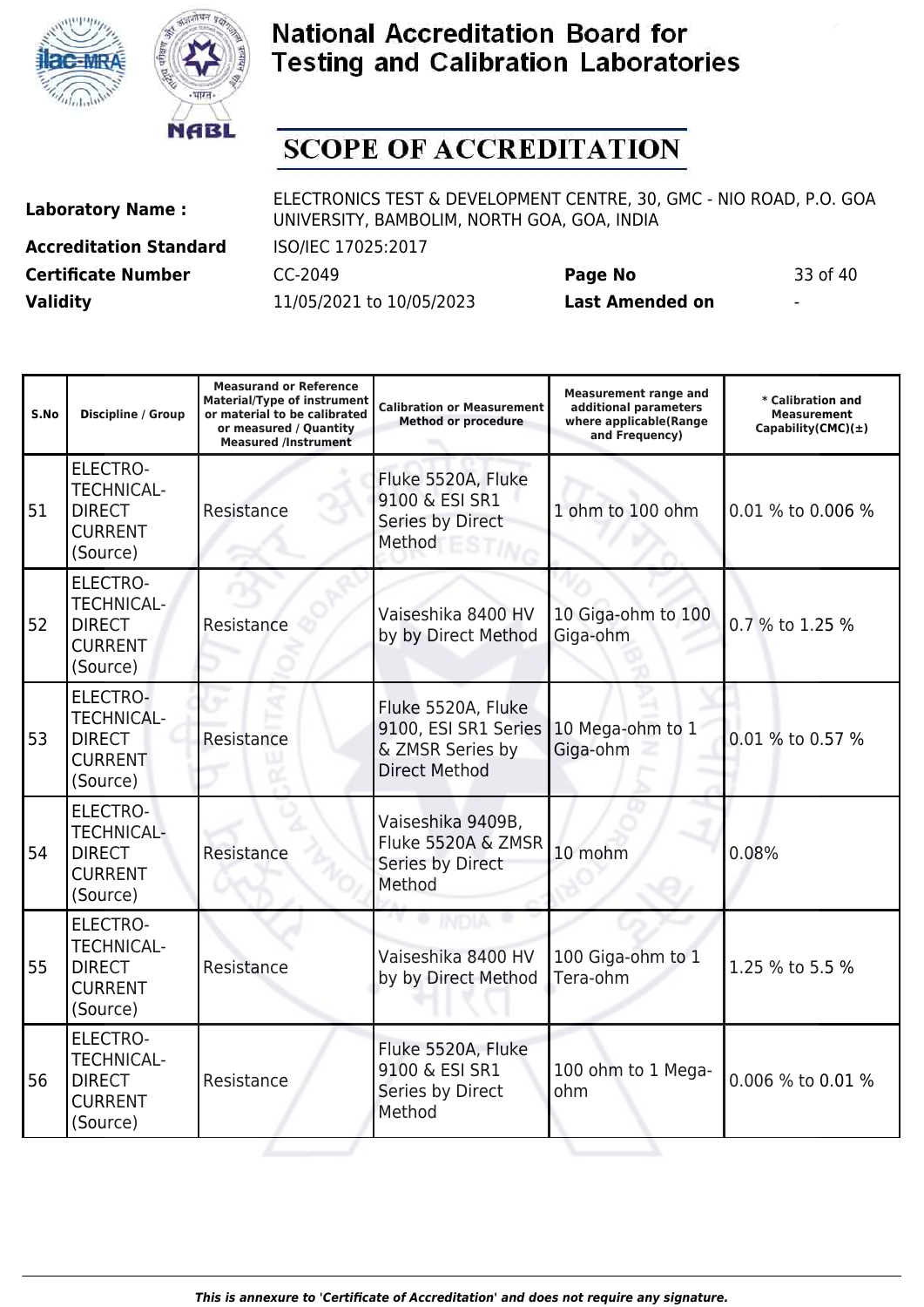# National Accreditation Board for Testing and Calibration Laboratories

## SCOPE OF ACCREDITATION

| | | | |
|---|---|---|---|
| **Laboratory Name :** | ELECTRONICS TEST & DEVELOPMENT CENTRE, 30, GMC - NIO ROAD, P.O. GOA UNIVERSITY, BAMBOLIM, NORTH GOA, GOA, INDIA | | |
| **Accreditation Standard** | ISO/IEC 17025:2017 | | |
| **Certificate Number** | CC-2049 | **Page No** | 33 of 40 |
| **Validity** | 11/05/2021 to 10/05/2023 | **Last Amended on** | - |

| S.No | Discipline / Group | Measurand or Reference Material/Type of instrument or material to be calibrated or measured / Quantity Measured /Instrument | Calibration or Measurement Method or procedure | Measurement range and additional parameters where applicable(Range and Frequency) | * Calibration and Measurement Capability(CMC)(±) |
|---|---|---|---|---|---|
| 51 | ELECTRO-TECHNICAL-DIRECT CURRENT (Source) | Resistance | Fluke 5520A, Fluke 9100 & ESI SR1 Series by Direct Method | 1 ohm to 100 ohm | 0.01 % to 0.006 % |
| 52 | ELECTRO-TECHNICAL-DIRECT CURRENT (Source) | Resistance | Vaiseshika 8400 HV by by Direct Method | 10 Giga-ohm to 100 Giga-ohm | 0.7 % to 1.25 % |
| 53 | ELECTRO-TECHNICAL-DIRECT CURRENT (Source) | Resistance | Fluke 5520A, Fluke 9100, ESI SR1 Series & ZMSR Series by Direct Method | 10 Mega-ohm to 1 Giga-ohm | 0.01 % to 0.57 % |
| 54 | ELECTRO-TECHNICAL-DIRECT CURRENT (Source) | Resistance | Vaiseshika 9409B, Fluke 5520A & ZMSR Series by Direct Method | 10 mohm | 0.08% |
| 55 | ELECTRO-TECHNICAL-DIRECT CURRENT (Source) | Resistance | Vaiseshika 8400 HV by by Direct Method | 100 Giga-ohm to 1 Tera-ohm | 1.25 % to 5.5 % |
| 56 | ELECTRO-TECHNICAL-DIRECT CURRENT (Source) | Resistance | Fluke 5520A, Fluke 9100 & ESI SR1 Series by Direct Method | 100 ohm to 1 Mega-ohm | 0.006 % to 0.01 % |

*This is annexure to 'Certificate of Accreditation' and does not require any signature.*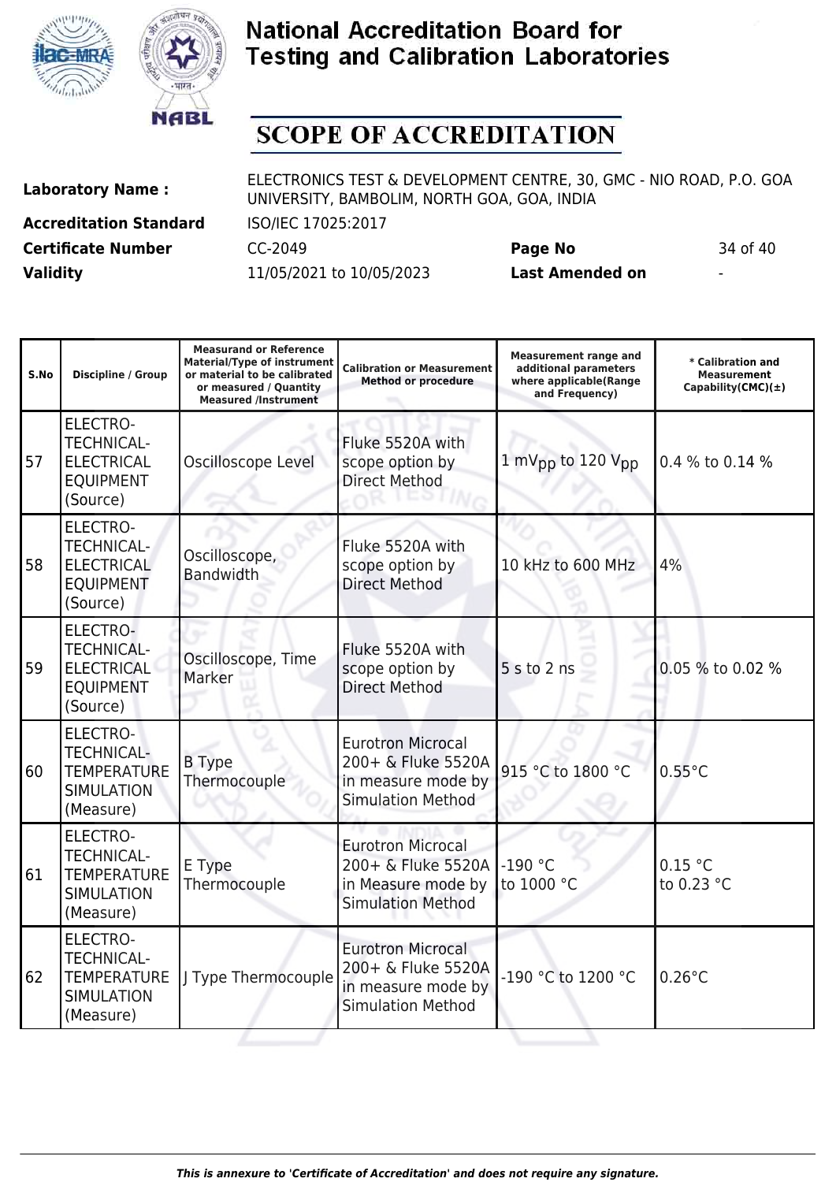# National Accreditation Board for Testing and Calibration Laboratories

## SCOPE OF ACCREDITATION

| | | | |
|---|---|---|---|
| **Laboratory Name :** | ELECTRONICS TEST & DEVELOPMENT CENTRE, 30, GMC - NIO ROAD, P.O. GOA UNIVERSITY, BAMBOLIM, NORTH GOA, GOA, INDIA | | |
| **Accreditation Standard** | ISO/IEC 17025:2017 | | |
| **Certificate Number** | CC-2049 | **Page No** | 34 of 40 |
| **Validity** | 11/05/2021 to 10/05/2023 | **Last Amended on** | - |

| S.No | Discipline / Group | Measurand or Reference Material/Type of instrument or material to be calibrated or measured / Quantity Measured /Instrument | Calibration or Measurement Method or procedure | Measurement range and additional parameters where applicable(Range and Frequency) | * Calibration and Measurement Capability(CMC)(±) |
|---|---|---|---|---|---|
| 57 | ELECTRO-TECHNICAL-ELECTRICAL EQUIPMENT (Source) | Oscilloscope Level | Fluke 5520A with scope option by Direct Method | 1 $mV_{pp}$ to 120 $V_{pp}$ | 0.4 % to 0.14 % |
| 58 | ELECTRO-TECHNICAL-ELECTRICAL EQUIPMENT (Source) | Oscilloscope, Bandwidth | Fluke 5520A with scope option by Direct Method | 10 kHz to 600 MHz | 4% |
| 59 | ELECTRO-TECHNICAL-ELECTRICAL EQUIPMENT (Source) | Oscilloscope, Time Marker | Fluke 5520A with scope option by Direct Method | 5 s to 2 ns | 0.05 % to 0.02 % |
| 60 | ELECTRO-TECHNICAL-TEMPERATURE SIMULATION (Measure) | B Type Thermocouple | Eurotron Microcal 200+ & Fluke 5520A in measure mode by Simulation Method | 915 °C to 1800 °C | 0.55°C |
| 61 | ELECTRO-TECHNICAL-TEMPERATURE SIMULATION (Measure) | E Type Thermocouple | Eurotron Microcal 200+ & Fluke 5520A in Measure mode by Simulation Method | -190 °C to 1000 °C | 0.15 °C to 0.23 °C |
| 62 | ELECTRO-TECHNICAL-TEMPERATURE SIMULATION (Measure) | J Type Thermocouple | Eurotron Microcal 200+ & Fluke 5520A in measure mode by Simulation Method | -190 °C to 1200 °C | 0.26°C |

*This is annexure to 'Certificate of Accreditation' and does not require any signature.*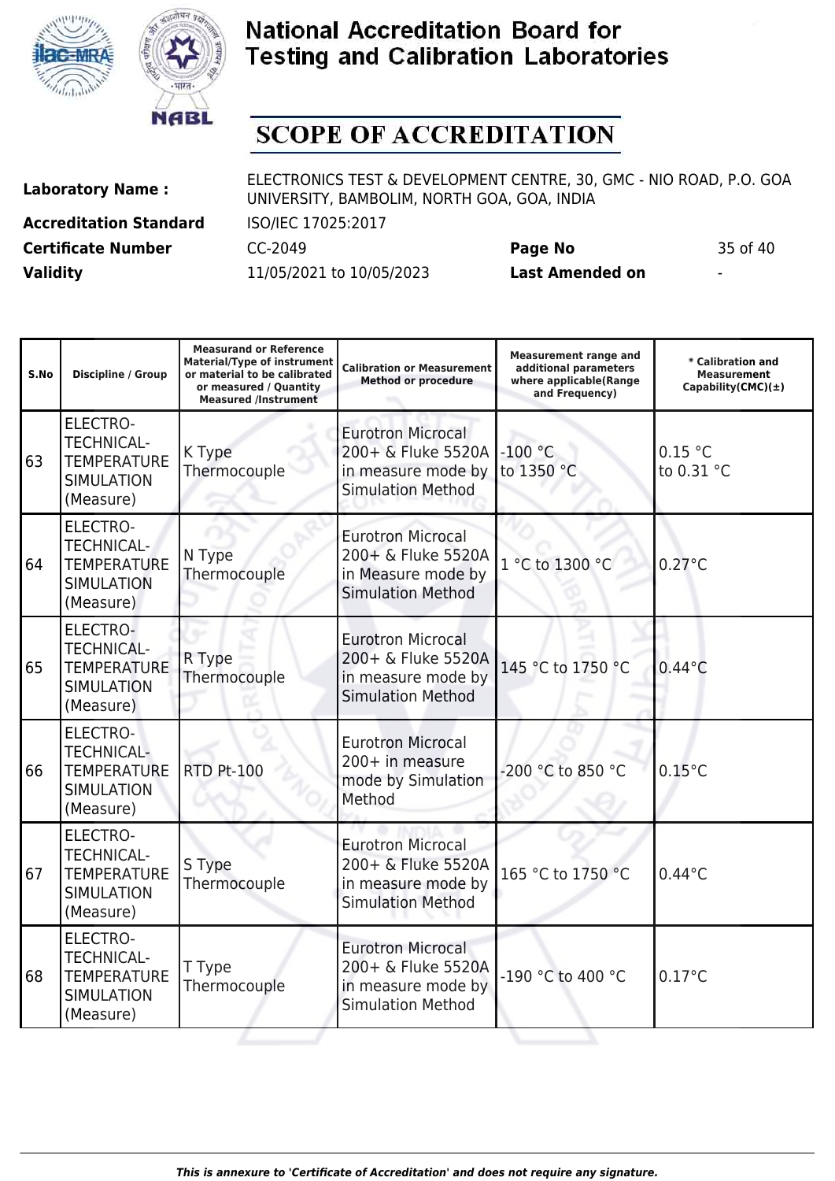# National Accreditation Board for Testing and Calibration Laboratories

## SCOPE OF ACCREDITATION

**Laboratory Name :** ELECTRONICS TEST & DEVELOPMENT CENTRE, 30, GMC - NIO ROAD, P.O. GOA UNIVERSITY, BAMBOLIM, NORTH GOA, GOA, INDIA

**Accreditation Standard** ISO/IEC 17025:2017

**Certificate Number** CC-2049 **Page No** 35 of 40

**Validity** 11/05/2021 to 10/05/2023 **Last Amended on** -

| S.No | Discipline / Group | Measurand or Reference Material/Type of instrument or material to be calibrated or measured / Quantity Measured /Instrument | Calibration or Measurement Method or procedure | Measurement range and additional parameters where applicable(Range and Frequency) | * Calibration and Measurement Capability(CMC)(±) |
|---|---|---|---|---|---|
| 63 | ELECTRO-TECHNICAL-TEMPERATURE SIMULATION (Measure) | K Type Thermocouple | Eurotron Microcal 200+ & Fluke 5520A in measure mode by Simulation Method | -100 °C to 1350 °C | 0.15 °C to 0.31 °C |
| 64 | ELECTRO-TECHNICAL-TEMPERATURE SIMULATION (Measure) | N Type Thermocouple | Eurotron Microcal 200+ & Fluke 5520A in Measure mode by Simulation Method | 1 °C to 1300 °C | 0.27°C |
| 65 | ELECTRO-TECHNICAL-TEMPERATURE SIMULATION (Measure) | R Type Thermocouple | Eurotron Microcal 200+ & Fluke 5520A in measure mode by Simulation Method | 145 °C to 1750 °C | 0.44°C |
| 66 | ELECTRO-TECHNICAL-TEMPERATURE SIMULATION (Measure) | RTD Pt-100 | Eurotron Microcal 200+ in measure mode by Simulation Method | -200 °C to 850 °C | 0.15°C |
| 67 | ELECTRO-TECHNICAL-TEMPERATURE SIMULATION (Measure) | S Type Thermocouple | Eurotron Microcal 200+ & Fluke 5520A in measure mode by Simulation Method | 165 °C to 1750 °C | 0.44°C |
| 68 | ELECTRO-TECHNICAL-TEMPERATURE SIMULATION (Measure) | T Type Thermocouple | Eurotron Microcal 200+ & Fluke 5520A in measure mode by Simulation Method | -190 °C to 400 °C | 0.17°C |

*This is annexure to 'Certificate of Accreditation' and does not require any signature.*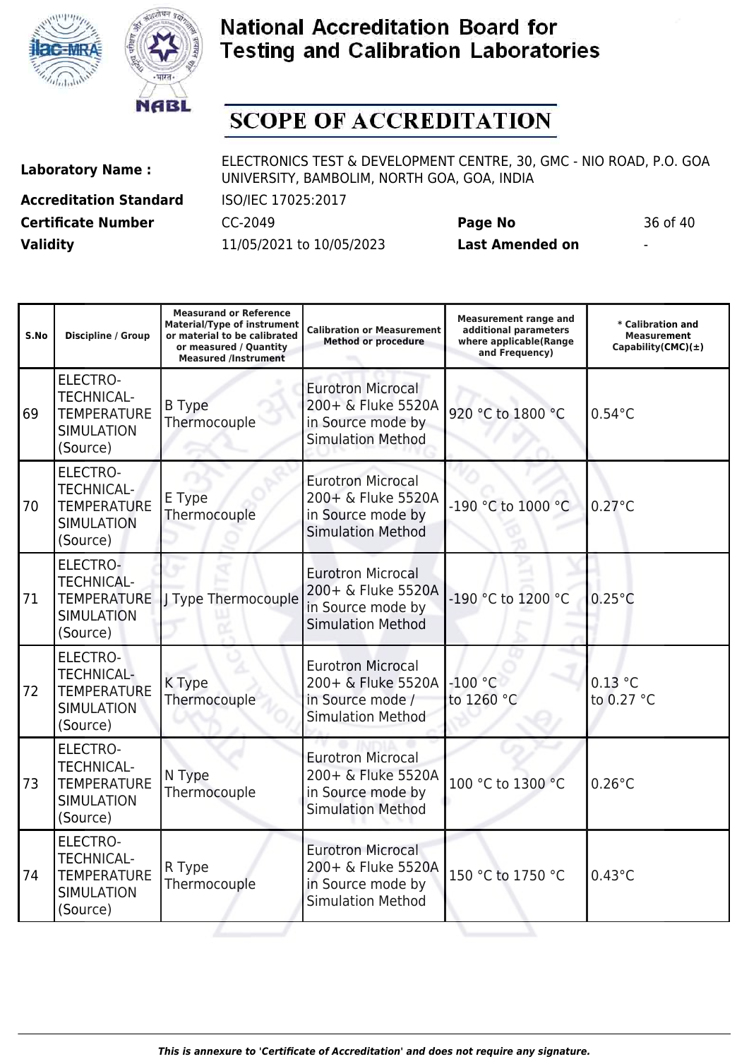# National Accreditation Board for Testing and Calibration Laboratories

# SCOPE OF ACCREDITATION

| | | | |
|---|---|---|---|
| **Laboratory Name :** | ELECTRONICS TEST & DEVELOPMENT CENTRE, 30, GMC - NIO ROAD, P.O. GOA UNIVERSITY, BAMBOLIM, NORTH GOA, GOA, INDIA | | |
| **Accreditation Standard** | ISO/IEC 17025:2017 | | |
| **Certificate Number** | CC-2049 | **Page No** | 36 of 40 |
| **Validity** | 11/05/2021 to 10/05/2023 | **Last Amended on** | - |

| S.No | Discipline / Group | Measurand or Reference Material/Type of instrument or material to be calibrated or measured / Quantity Measured /Instrument | Calibration or Measurement Method or procedure | Measurement range and additional parameters where applicable(Range and Frequency) | * Calibration and Measurement Capability(CMC)(±) |
|---|---|---|---|---|---|
| 69 | ELECTRO-TECHNICAL-TEMPERATURE SIMULATION (Source) | B Type Thermocouple | Eurotron Microcal 200+ & Fluke 5520A in Source mode by Simulation Method | 920 °C to 1800 °C | 0.54°C |
| 70 | ELECTRO-TECHNICAL-TEMPERATURE SIMULATION (Source) | E Type Thermocouple | Eurotron Microcal 200+ & Fluke 5520A in Source mode by Simulation Method | -190 °C to 1000 °C | 0.27°C |
| 71 | ELECTRO-TECHNICAL-TEMPERATURE SIMULATION (Source) | J Type Thermocouple | Eurotron Microcal 200+ & Fluke 5520A in Source mode by Simulation Method | -190 °C to 1200 °C | 0.25°C |
| 72 | ELECTRO-TECHNICAL-TEMPERATURE SIMULATION (Source) | K Type Thermocouple | Eurotron Microcal 200+ & Fluke 5520A in Source mode / Simulation Method | -100 °C to 1260 °C | 0.13 °C to 0.27 °C |
| 73 | ELECTRO-TECHNICAL-TEMPERATURE SIMULATION (Source) | N Type Thermocouple | Eurotron Microcal 200+ & Fluke 5520A in Source mode by Simulation Method | 100 °C to 1300 °C | 0.26°C |
| 74 | ELECTRO-TECHNICAL-TEMPERATURE SIMULATION (Source) | R Type Thermocouple | Eurotron Microcal 200+ & Fluke 5520A in Source mode by Simulation Method | 150 °C to 1750 °C | 0.43°C |

*This is annexure to 'Certificate of Accreditation' and does not require any signature.*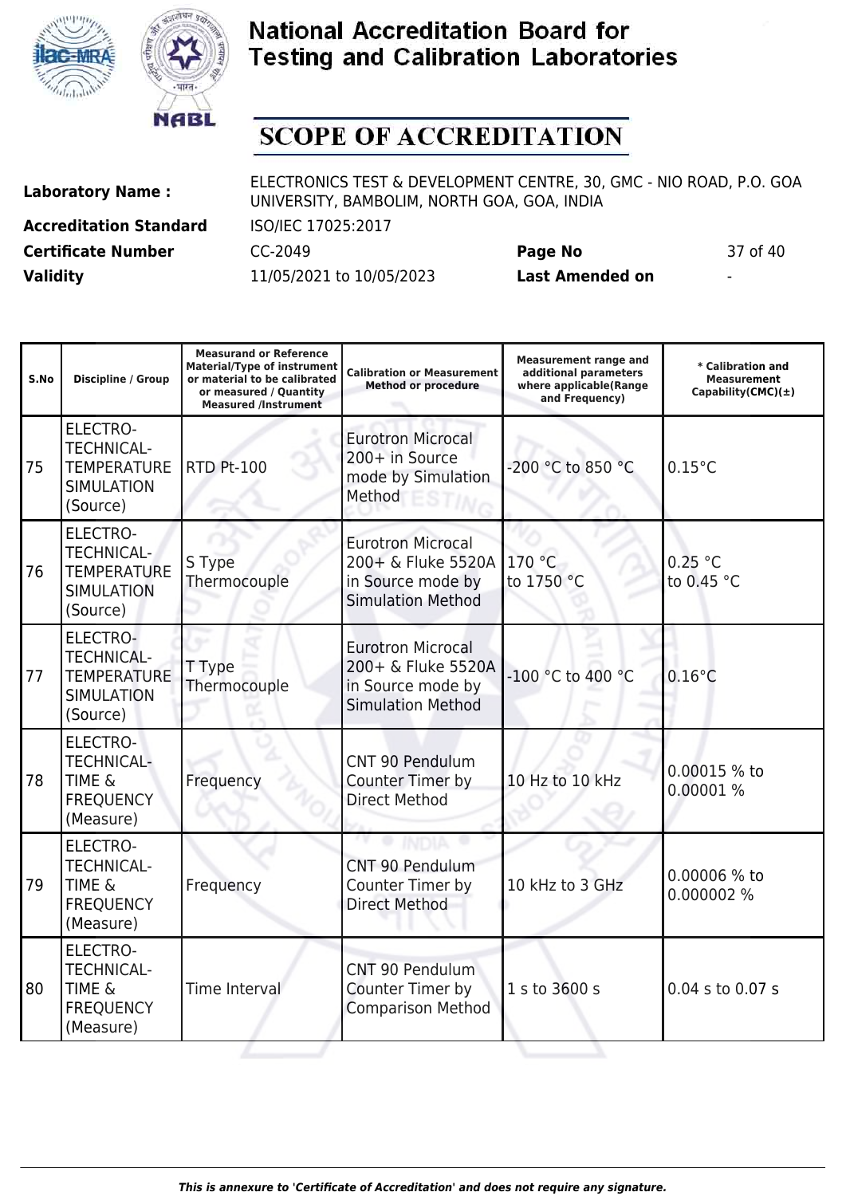# National Accreditation Board for Testing and Calibration Laboratories

## SCOPE OF ACCREDITATION

| | | | |
|---|---|---|---|
| **Laboratory Name :** | ELECTRONICS TEST & DEVELOPMENT CENTRE, 30, GMC - NIO ROAD, P.O. GOA UNIVERSITY, BAMBOLIM, NORTH GOA, GOA, INDIA | | |
| **Accreditation Standard** | ISO/IEC 17025:2017 | | |
| **Certificate Number** | CC-2049 | **Page No** | 37 of 40 |
| **Validity** | 11/05/2021 to 10/05/2023 | **Last Amended on** | - |

| S.No | Discipline / Group | Measurand or Reference Material/Type of instrument or material to be calibrated or measured / Quantity Measured /Instrument | Calibration or Measurement Method or procedure | Measurement range and additional parameters where applicable(Range and Frequency) | * Calibration and Measurement Capability(CMC)(±) |
|---|---|---|---|---|---|
| 75 | ELECTRO-TECHNICAL-TEMPERATURE SIMULATION (Source) | RTD Pt-100 | Eurotron Microcal 200+ in Source mode by Simulation Method | -200 °C to 850 °C | 0.15°C |
| 76 | ELECTRO-TECHNICAL-TEMPERATURE SIMULATION (Source) | S Type Thermocouple | Eurotron Microcal 200+ & Fluke 5520A in Source mode by Simulation Method | 170 °C to 1750 °C | 0.25 °C to 0.45 °C |
| 77 | ELECTRO-TECHNICAL-TEMPERATURE SIMULATION (Source) | T Type Thermocouple | Eurotron Microcal 200+ & Fluke 5520A in Source mode by Simulation Method | -100 °C to 400 °C | 0.16°C |
| 78 | ELECTRO-TECHNICAL-TIME & FREQUENCY (Measure) | Frequency | CNT 90 Pendulum Counter Timer by Direct Method | 10 Hz to 10 kHz | 0.00015 % to 0.00001 % |
| 79 | ELECTRO-TECHNICAL-TIME & FREQUENCY (Measure) | Frequency | CNT 90 Pendulum Counter Timer by Direct Method | 10 kHz to 3 GHz | 0.00006 % to 0.000002 % |
| 80 | ELECTRO-TECHNICAL-TIME & FREQUENCY (Measure) | Time Interval | CNT 90 Pendulum Counter Timer by Comparison Method | 1 s to 3600 s | 0.04 s to 0.07 s |

*This is annexure to 'Certificate of Accreditation' and does not require any signature.*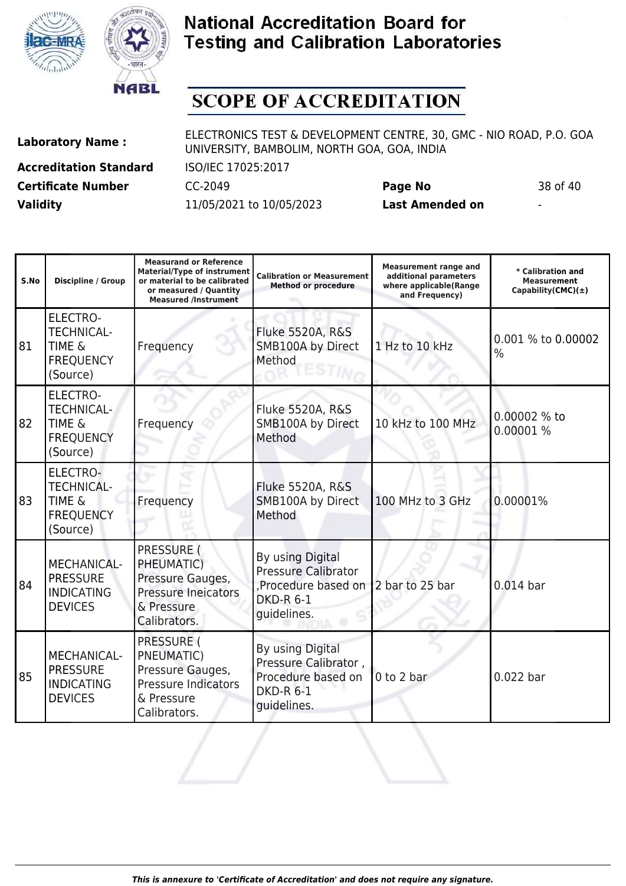# National Accreditation Board for Testing and Calibration Laboratories

## SCOPE OF ACCREDITATION

**Laboratory Name :** ELECTRONICS TEST & DEVELOPMENT CENTRE, 30, GMC - NIO ROAD, P.O. GOA UNIVERSITY, BAMBOLIM, NORTH GOA, GOA, INDIA

**Accreditation Standard** ISO/IEC 17025:2017

**Certificate Number** CC-2049 **Page No** 38 of 40

**Validity** 11/05/2021 to 10/05/2023 **Last Amended on** -

| S.No | Discipline / Group | Measurand or Reference Material/Type of instrument or material to be calibrated or measured / Quantity Measured /Instrument | Calibration or Measurement Method or procedure | Measurement range and additional parameters where applicable(Range and Frequency) | * Calibration and Measurement Capability(CMC)(±) |
|---|---|---|---|---|---|
| 81 | ELECTRO-TECHNICAL-TIME & FREQUENCY (Source) | Frequency | Fluke 5520A, R&S SMB100A by Direct Method | 1 Hz to 10 kHz | 0.001 % to 0.00002 % |
| 82 | ELECTRO-TECHNICAL-TIME & FREQUENCY (Source) | Frequency | Fluke 5520A, R&S SMB100A by Direct Method | 10 kHz to 100 MHz | 0.00002 % to 0.00001 % |
| 83 | ELECTRO-TECHNICAL-TIME & FREQUENCY (Source) | Frequency | Fluke 5520A, R&S SMB100A by Direct Method | 100 MHz to 3 GHz | 0.00001% |
| 84 | MECHANICAL-PRESSURE INDICATING DEVICES | PRESSURE ( PHEUMATIC) Pressure Gauges, Pressure Ineicators & Pressure Calibrators. | By using Digital Pressure Calibrator ,Procedure based on DKD-R 6-1 guidelines. | 2 bar to 25 bar | 0.014 bar |
| 85 | MECHANICAL-PRESSURE INDICATING DEVICES | PRESSURE ( PNEUMATIC) Pressure Gauges, Pressure Indicators & Pressure Calibrators. | By using Digital Pressure Calibrator , Procedure based on DKD-R 6-1 guidelines. | 0 to 2 bar | 0.022 bar |

*This is annexure to 'Certificate of Accreditation' and does not require any signature.*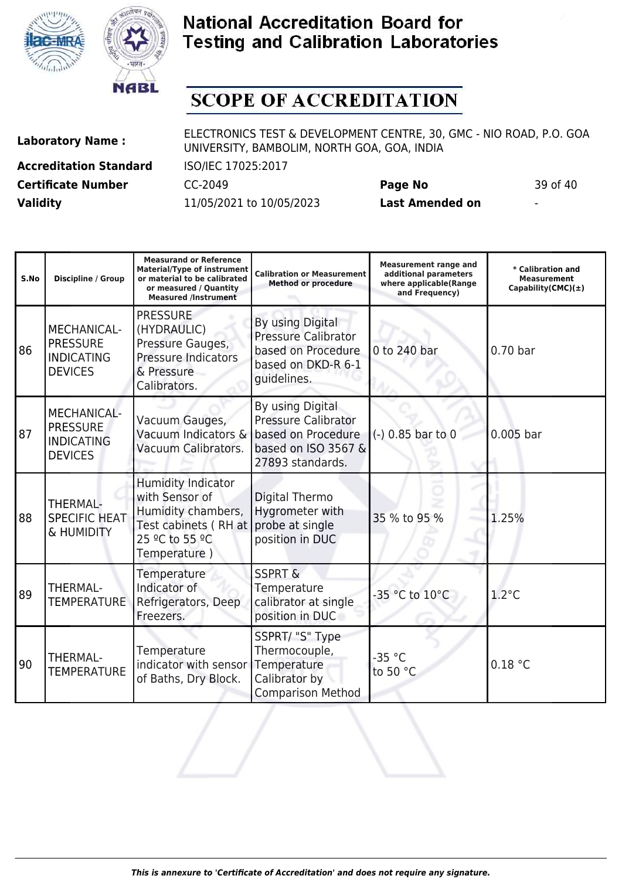# National Accreditation Board for Testing and Calibration Laboratories

## SCOPE OF ACCREDITATION

| | | | |
|---|---|---|---|
| **Laboratory Name :** | ELECTRONICS TEST & DEVELOPMENT CENTRE, 30, GMC - NIO ROAD, P.O. GOA UNIVERSITY, BAMBOLIM, NORTH GOA, GOA, INDIA | | |
| **Accreditation Standard** | ISO/IEC 17025:2017 | | |
| **Certificate Number** | CC-2049 | **Page No** | 39 of 40 |
| **Validity** | 11/05/2021 to 10/05/2023 | **Last Amended on** | - |

| S.No | Discipline / Group | Measurand or Reference Material/Type of instrument or material to be calibrated or measured / Quantity Measured /Instrument | Calibration or Measurement Method or procedure | Measurement range and additional parameters where applicable(Range and Frequency) | * Calibration and Measurement Capability(CMC)(±) |
|---|---|---|---|---|---|
| 86 | MECHANICAL- PRESSURE INDICATING DEVICES | PRESSURE (HYDRAULIC) Pressure Gauges, Pressure Indicators & Pressure Calibrators. | By using Digital Pressure Calibrator based on Procedure based on DKD-R 6-1 guidelines. | 0 to 240 bar | 0.70 bar |
| 87 | MECHANICAL- PRESSURE INDICATING DEVICES | Vacuum Gauges, Vacuum Indicators & Vacuum Calibrators. | By using Digital Pressure Calibrator based on Procedure based on ISO 3567 & 27893 standards. | (-) 0.85 bar to 0 | 0.005 bar |
| 88 | THERMAL- SPECIFIC HEAT & HUMIDITY | Humidity Indicator with Sensor of Humidity chambers, Test cabinets ( RH at 25 ºC to 55 ºC Temperature ) | Digital Thermo Hygrometer with probe at single position in DUC | 35 % to 95 % | 1.25% |
| 89 | THERMAL- TEMPERATURE | Temperature Indicator of Refrigerators, Deep Freezers. | SSPRT & Temperature calibrator at single position in DUC | -35 °C to 10°C | 1.2°C |
| 90 | THERMAL- TEMPERATURE | Temperature indicator with sensor of Baths, Dry Block. | SSPRT/ "S" Type Thermocouple, Temperature Calibrator by Comparison Method | -35 °C to 50 °C | 0.18 °C |

*This is annexure to 'Certificate of Accreditation' and does not require any signature.*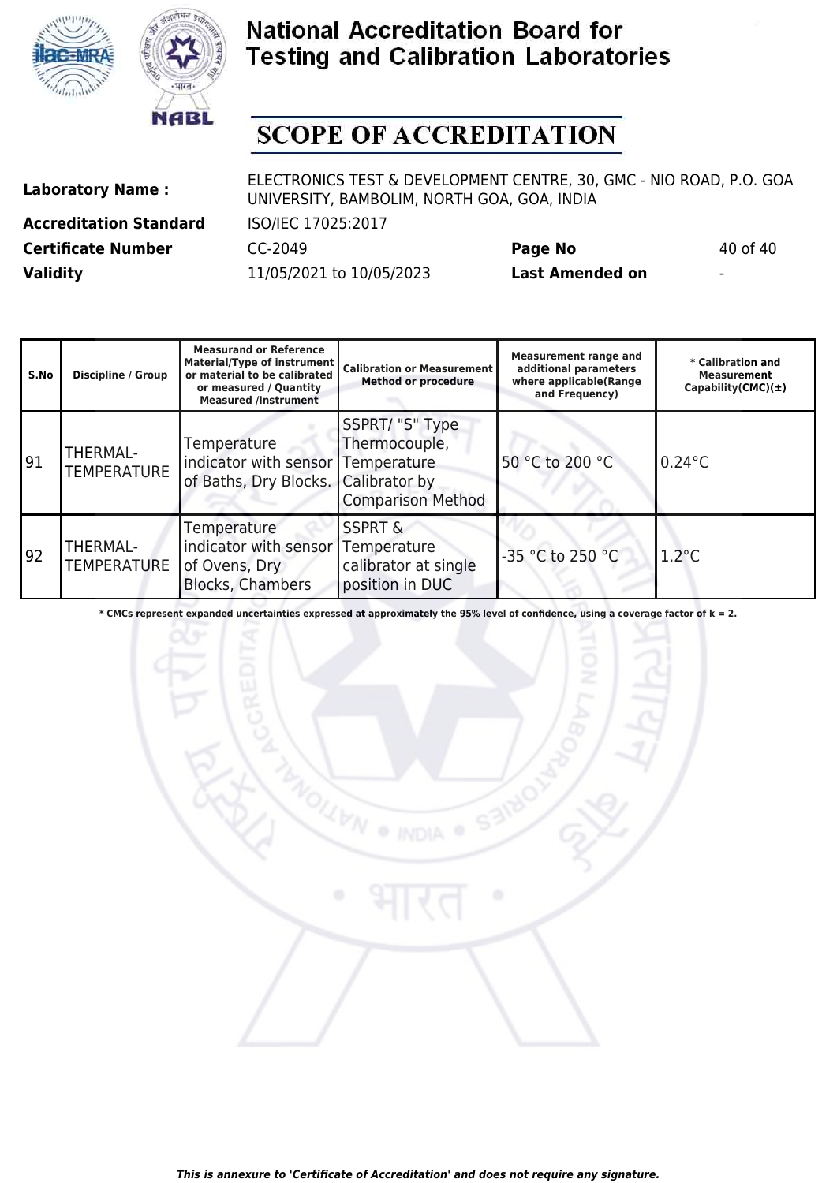# National Accreditation Board for Testing and Calibration Laboratories

## SCOPE OF ACCREDITATION

| | | | |
|---|---|---|---|
| **Laboratory Name :** | ELECTRONICS TEST & DEVELOPMENT CENTRE, 30, GMC - NIO ROAD, P.O. GOA UNIVERSITY, BAMBOLIM, NORTH GOA, GOA, INDIA | | |
| **Accreditation Standard** | ISO/IEC 17025:2017 | | |
| **Certificate Number** | CC-2049 | **Page No** | 40 of 40 |
| **Validity** | 11/05/2021 to 10/05/2023 | **Last Amended on** | - |

| S.No | Discipline / Group | Measurand or Reference Material/Type of instrument or material to be calibrated or measured / Quantity Measured /Instrument | Calibration or Measurement Method or procedure | Measurement range and additional parameters where applicable(Range and Frequency) | * Calibration and Measurement Capability(CMC)(±) |
|---|---|---|---|---|---|
| 91 | THERMAL- TEMPERATURE | Temperature indicator with sensor of Baths, Dry Blocks. | SSPRT/ "S" Type Thermocouple, Temperature Calibrator by Comparison Method | 50 °C to 200 °C | 0.24°C |
| 92 | THERMAL- TEMPERATURE | Temperature indicator with sensor of Ovens, Dry Blocks, Chambers | SSPRT & Temperature calibrator at single position in DUC | -35 °C to 250 °C | 1.2°C |

**\* CMCs represent expanded uncertainties expressed at approximately the 95% level of confidence, using a coverage factor of k = 2.**

*This is annexure to 'Certificate of Accreditation' and does not require any signature.*